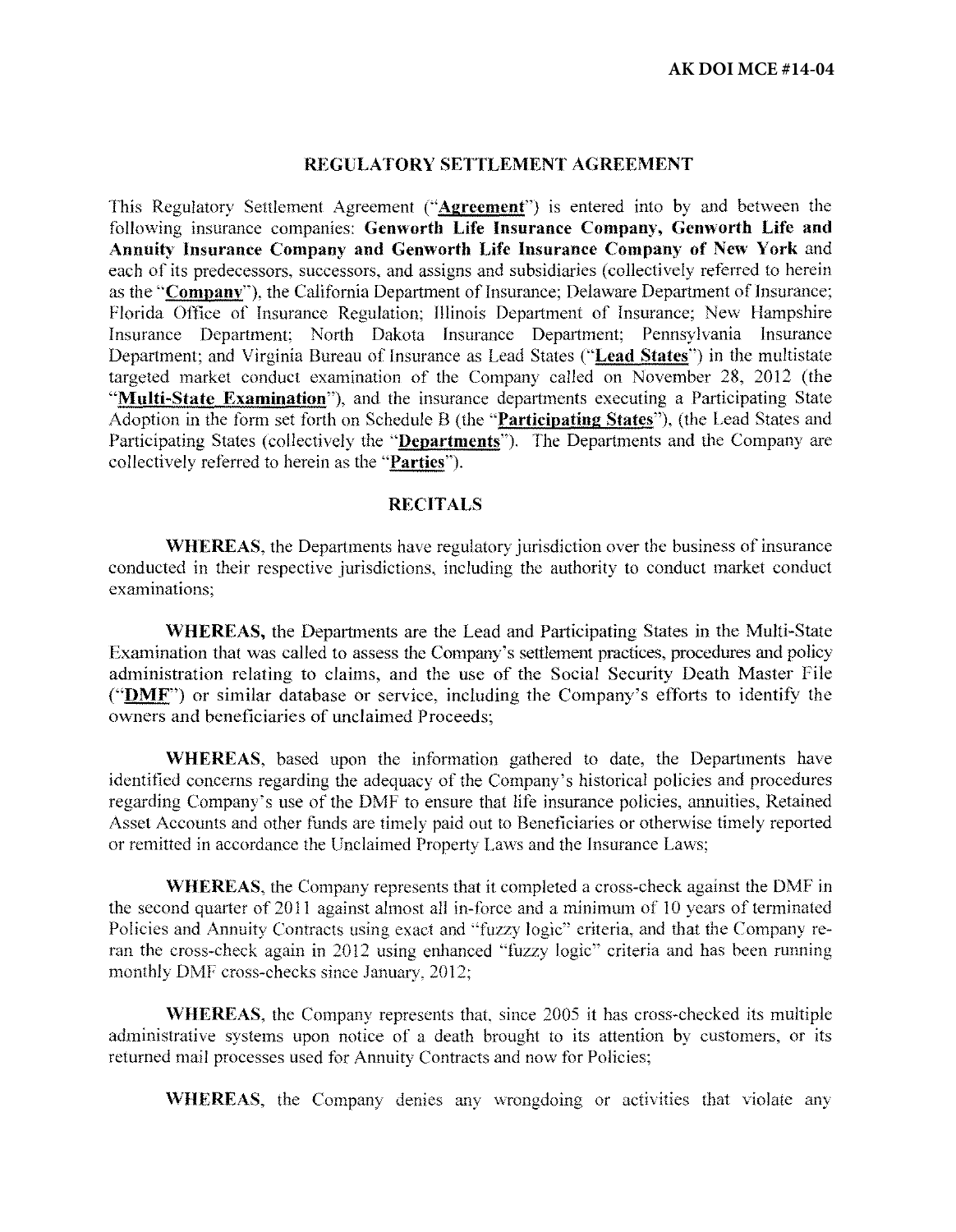**AK DOI MCE #14-04**

## REGULATORY SETTLEMENT AGREEMENT

This Regulatory Settlement Agreement ("**Agreement**") is entered into by and between the following insurance companies: **Genworth Life Insurance Company, Genworth Life and Annuity Insurance Company and Genworth Life Insurance Company of New York** and each of its predecessors, successors, and assigns and subsidiaries (collectively referred to herein as the "**Company**"), the California Department of Insurance; Delaware Department of Insurance; Florida Office of Insurance Regulation; Illinois Department of Insurance; New Hampshire Insurance Department; North Dakota Insurance Department; Pennsylvania Insurance Department; and Virginia Bureau of Insurance as Lead States ("**Lead States**") in the multistate targeted market conduct examination of the Company called on November 28, 2012 (the "**Multi-State Examination**"), and the insurance departments executing a Participating State Adoption in the form set forth on Schedule B (the "**Participating States**"), (the Lead States and Participating States (collectively the "**Departments**"). The Departments and the Company are collectively referred to herein as the "**Parties**").

### RECITALS

**WHEREAS**, the Departments have regulatory jurisdiction over the business of insurance conducted in their respective jurisdictions, including the authority to conduct market conduct examinations;

**WHEREAS,** the Departments are the Lead and Participating States in the Multi-State Examination that was called to assess the Company's settlement practices, procedures and policy administration relating to claims, and the use of the Social Security Death Master File ("**DMF**") or similar database or service, including the Company's efforts to identify the owners and beneficiaries of unclaimed Proceeds;

**WHEREAS**, based upon the information gathered to date, the Departments have identified concerns regarding the adequacy of the Company's historical policies and procedures regarding Company's use of the DMF to ensure that life insurance policies, annuities, Retained Asset Accounts and other funds are timely paid out to Beneficiaries or otherwise timely reported or remitted in accordance the Unclaimed Property Laws and the Insurance Laws;

**WHEREAS**, the Company represents that it completed a cross-check against the DMF in the second quarter of 2011 against almost all in-force and a minimum of 10 years of terminated Policies and Annuity Contracts using exact and "fuzzy logic" criteria, and that the Company re-ran the cross-check again in 2012 using enhanced "fuzzy logic" criteria and has been running monthly DMF cross-checks since January, 2012;

**WHEREAS**, the Company represents that, since 2005 it has cross-checked its multiple administrative systems upon notice of a death brought to its attention by customers, or its returned mail processes used for Annuity Contracts and now for Policies;

**WHEREAS**, the Company denies any wrongdoing or activities that violate any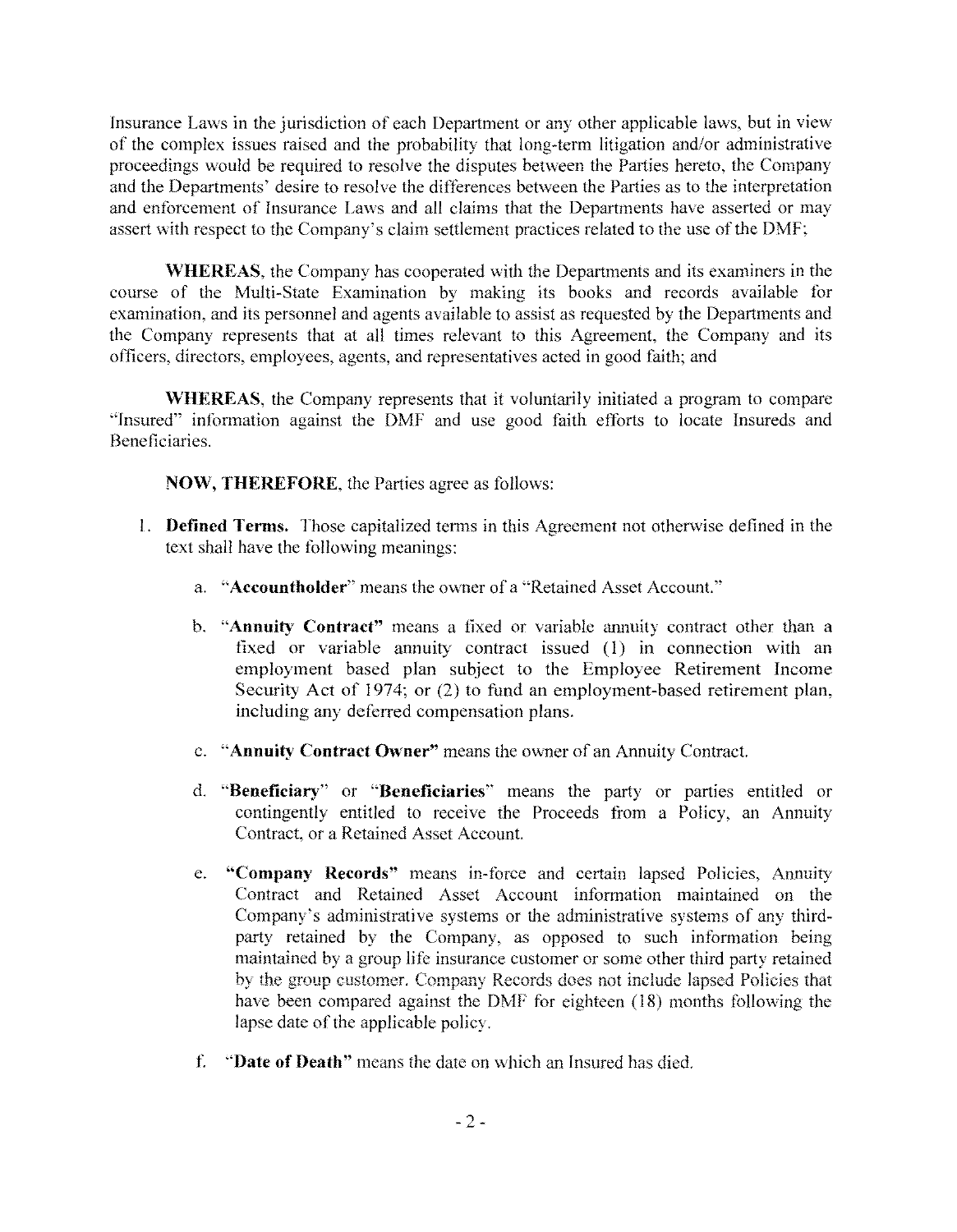Insurance Laws in the jurisdiction of each Department or any other applicable laws, but in view of the complex issues raised and the probability that long-term litigation and/or administrative proceedings would be required to resolve the disputes between the Parties hereto, the Company and the Departments' desire to resolve the differences between the Parties as to the interpretation and enforcement of Insurance Laws and all claims that the Departments have asserted or may assert with respect to the Company's claim settlement practices related to the use of the DMF;

**WHEREAS**, the Company has cooperated with the Departments and its examiners in the course of the Multi-State Examination by making its books and records available for examination, and its personnel and agents available to assist as requested by the Departments and the Company represents that at all times relevant to this Agreement, the Company and its officers, directors, employees, agents, and representatives acted in good faith; and

**WHEREAS**, the Company represents that it voluntarily initiated a program to compare "Insured" information against the DMF and use good faith efforts to locate Insureds and Beneficiaries.

**NOW, THEREFORE**, the Parties agree as follows:

1. **Defined Terms.** Those capitalized terms in this Agreement not otherwise defined in the text shall have the following meanings:

    a. "**Accountholder**" means the owner of a "Retained Asset Account."

    b. "**Annuity Contract**" means a fixed or variable annuity contract other than a fixed or variable annuity contract issued (1) in connection with an employment based plan subject to the Employee Retirement Income Security Act of 1974; or (2) to fund an employment-based retirement plan, including any deferred compensation plans.

    c. "**Annuity Contract Owner**" means the owner of an Annuity Contract.

    d. "**Beneficiary**" or "**Beneficiaries**" means the party or parties entitled or contingently entitled to receive the Proceeds from a Policy, an Annuity Contract, or a Retained Asset Account.

    e. "**Company Records**" means in-force and certain lapsed Policies, Annuity Contract and Retained Asset Account information maintained on the Company's administrative systems or the administrative systems of any third-party retained by the Company, as opposed to such information being maintained by a group life insurance customer or some other third party retained by the group customer. Company Records does not include lapsed Policies that have been compared against the DMF for eighteen (18) months following the lapse date of the applicable policy.

    f. "**Date of Death**" means the date on which an Insured has died.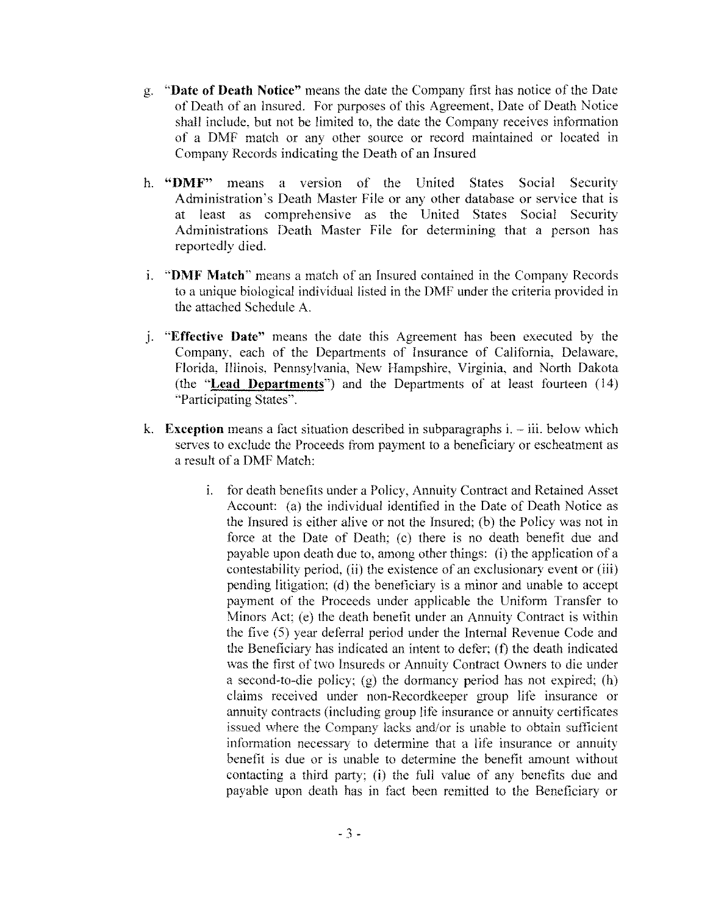g. "**Date of Death Notice**" means the date the Company first has notice of the Date of Death of an Insured. For purposes of this Agreement, Date of Death Notice shall include, but not be limited to, the date the Company receives information of a DMF match or any other source or record maintained or located in Company Records indicating the Death of an Insured

h. "**DMF**" means a version of the United States Social Security Administration's Death Master File or any other database or service that is at least as comprehensive as the United States Social Security Administrations Death Master File for determining that a person has reportedly died.

i. "**DMF Match**" means a match of an Insured contained in the Company Records to a unique biological individual listed in the DMF under the criteria provided in the attached Schedule A.

j. "**Effective Date**" means the date this Agreement has been executed by the Company, each of the Departments of Insurance of California, Delaware, Florida, Illinois, Pennsylvania, New Hampshire, Virginia, and North Dakota (the "**Lead Departments**") and the Departments of at least fourteen (14) "Participating States".

k. **Exception** means a fact situation described in subparagraphs i. – iii. below which serves to exclude the Proceeds from payment to a beneficiary or escheatment as a result of a DMF Match:

   i. for death benefits under a Policy, Annuity Contract and Retained Asset Account: (a) the individual identified in the Date of Death Notice as the Insured is either alive or not the Insured; (b) the Policy was not in force at the Date of Death; (c) there is no death benefit due and payable upon death due to, among other things: (i) the application of a contestability period, (ii) the existence of an exclusionary event or (iii) pending litigation; (d) the beneficiary is a minor and unable to accept payment of the Proceeds under applicable the Uniform Transfer to Minors Act; (e) the death benefit under an Annuity Contract is within the five (5) year deferral period under the Internal Revenue Code and the Beneficiary has indicated an intent to defer; (f) the death indicated was the first of two Insureds or Annuity Contract Owners to die under a second-to-die policy; (g) the dormancy period has not expired; (h) claims received under non-Recordkeeper group life insurance or annuity contracts (including group life insurance or annuity certificates issued where the Company lacks and/or is unable to obtain sufficient information necessary to determine that a life insurance or annuity benefit is due or is unable to determine the benefit amount without contacting a third party; (i) the full value of any benefits due and payable upon death has in fact been remitted to the Beneficiary or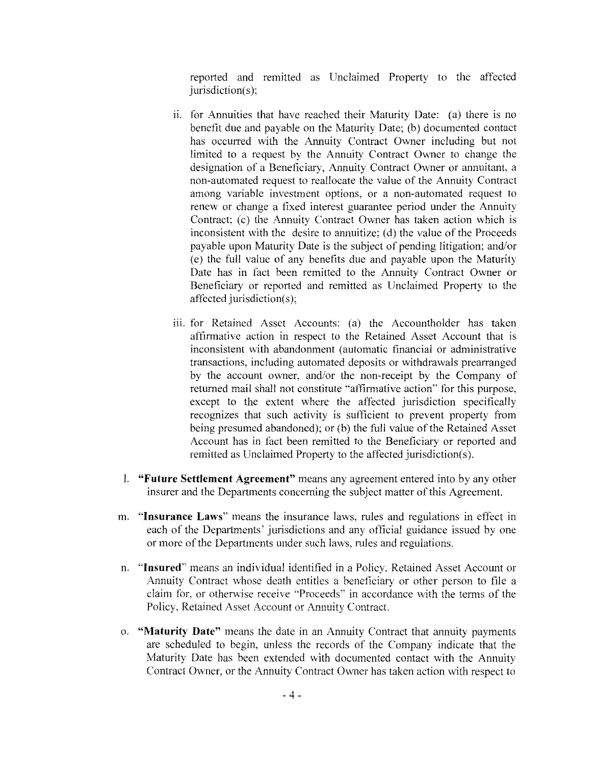reported and remitted as Unclaimed Property to the affected jurisdiction(s);

ii. for Annuities that have reached their Maturity Date: (a) there is no benefit due and payable on the Maturity Date; (b) documented contact has occurred with the Annuity Contract Owner including but not limited to a request by the Annuity Contract Owner to change the designation of a Beneficiary, Annuity Contract Owner or annuitant, a non-automated request to reallocate the value of the Annuity Contract among variable investment options, or a non-automated request to renew or change a fixed interest guarantee period under the Annuity Contract; (c) the Annuity Contract Owner has taken action which is inconsistent with the desire to annuitize; (d) the value of the Proceeds payable upon Maturity Date is the subject of pending litigation; and/or (e) the full value of any benefits due and payable upon the Maturity Date has in fact been remitted to the Annuity Contract Owner or Beneficiary or reported and remitted as Unclaimed Property to the affected jurisdiction(s);

iii. for Retained Asset Accounts: (a) the Accountholder has taken affirmative action in respect to the Retained Asset Account that is inconsistent with abandonment (automatic financial or administrative transactions, including automated deposits or withdrawals prearranged by the account owner, and/or the non-receipt by the Company of returned mail shall not constitute "affirmative action" for this purpose, except to the extent where the affected jurisdiction specifically recognizes that such activity is sufficient to prevent property from being presumed abandoned); or (b) the full value of the Retained Asset Account has in fact been remitted to the Beneficiary or reported and remitted as Unclaimed Property to the affected jurisdiction(s).

l. **"Future Settlement Agreement"** means any agreement entered into by any other insurer and the Departments concerning the subject matter of this Agreement.

m. **"Insurance Laws"** means the insurance laws, rules and regulations in effect in each of the Departments' jurisdictions and any official guidance issued by one or more of the Departments under such laws, rules and regulations.

n. **"Insured"** means an individual identified in a Policy, Retained Asset Account or Annuity Contract whose death entitles a beneficiary or other person to file a claim for, or otherwise receive "Proceeds" in accordance with the terms of the Policy, Retained Asset Account or Annuity Contract.

o. **"Maturity Date"** means the date in an Annuity Contract that annuity payments are scheduled to begin, unless the records of the Company indicate that the Maturity Date has been extended with documented contact with the Annuity Contract Owner, or the Annuity Contract Owner has taken action with respect to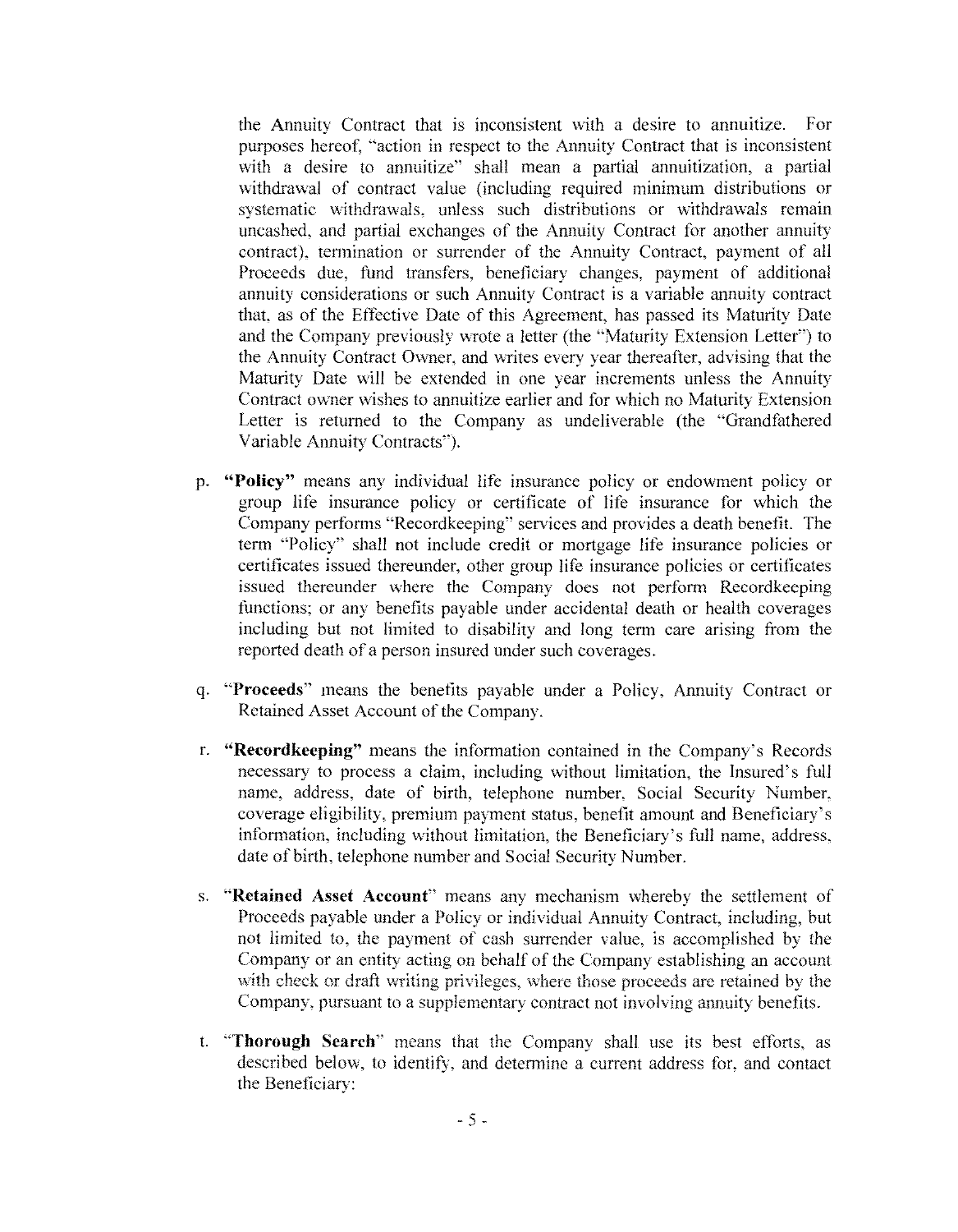the Annuity Contract that is inconsistent with a desire to annuitize. For purposes hereof, "action in respect to the Annuity Contract that is inconsistent with a desire to annuitize" shall mean a partial annuitization, a partial withdrawal of contract value (including required minimum distributions or systematic withdrawals, unless such distributions or withdrawals remain uncashed, and partial exchanges of the Annuity Contract for another annuity contract), termination or surrender of the Annuity Contract, payment of all Proceeds due, fund transfers, beneficiary changes, payment of additional annuity considerations or such Annuity Contract is a variable annuity contract that, as of the Effective Date of this Agreement, has passed its Maturity Date and the Company previously wrote a letter (the "Maturity Extension Letter") to the Annuity Contract Owner, and writes every year thereafter, advising that the Maturity Date will be extended in one year increments unless the Annuity Contract owner wishes to annuitize earlier and for which no Maturity Extension Letter is returned to the Company as undeliverable (the "Grandfathered Variable Annuity Contracts").

p. **"Policy"** means any individual life insurance policy or endowment policy or group life insurance policy or certificate of life insurance for which the Company performs "Recordkeeping" services and provides a death benefit. The term "Policy" shall not include credit or mortgage life insurance policies or certificates issued thereunder, other group life insurance policies or certificates issued thereunder where the Company does not perform Recordkeeping functions; or any benefits payable under accidental death or health coverages including but not limited to disability and long term care arising from the reported death of a person insured under such coverages.

q. "**Proceeds**" means the benefits payable under a Policy, Annuity Contract or Retained Asset Account of the Company.

r. **"Recordkeeping"** means the information contained in the Company's Records necessary to process a claim, including without limitation, the Insured's full name, address, date of birth, telephone number, Social Security Number, coverage eligibility, premium payment status, benefit amount and Beneficiary's information, including without limitation, the Beneficiary's full name, address, date of birth, telephone number and Social Security Number.

s. "**Retained Asset Account**" means any mechanism whereby the settlement of Proceeds payable under a Policy or individual Annuity Contract, including, but not limited to, the payment of cash surrender value, is accomplished by the Company or an entity acting on behalf of the Company establishing an account with check or draft writing privileges, where those proceeds are retained by the Company, pursuant to a supplementary contract not involving annuity benefits.

t. "**Thorough Search**" means that the Company shall use its best efforts, as described below, to identify, and determine a current address for, and contact the Beneficiary: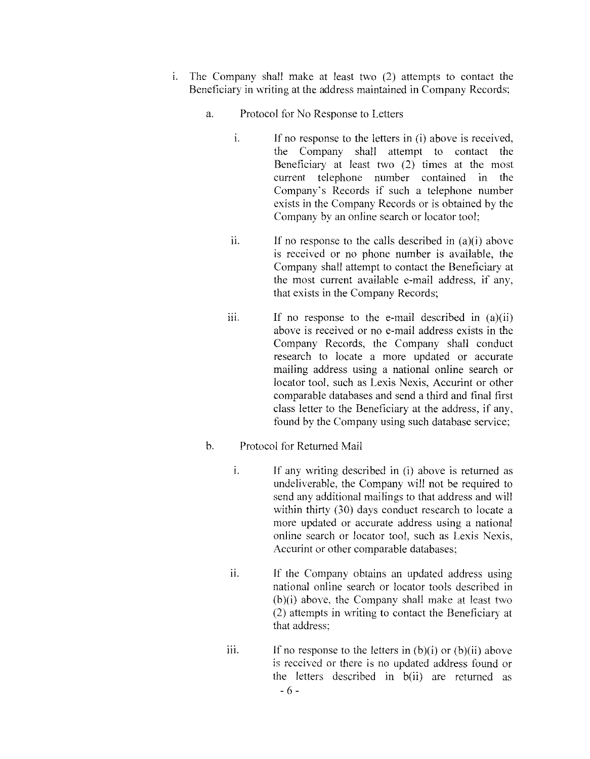i. The Company shall make at least two (2) attempts to contact the Beneficiary in writing at the address maintained in Company Records;

   a. Protocol for No Response to Letters

      i. If no response to the letters in (i) above is received, the Company shall attempt to contact the Beneficiary at least two (2) times at the most current telephone number contained in the Company's Records if such a telephone number exists in the Company Records or is obtained by the Company by an online search or locator tool;

      ii. If no response to the calls described in (a)(i) above is received or no phone number is available, the Company shall attempt to contact the Beneficiary at the most current available e-mail address, if any, that exists in the Company Records;

      iii. If no response to the e-mail described in (a)(ii) above is received or no e-mail address exists in the Company Records, the Company shall conduct research to locate a more updated or accurate mailing address using a national online search or locator tool, such as Lexis Nexis, Accurint or other comparable databases and send a third and final first class letter to the Beneficiary at the address, if any, found by the Company using such database service;

   b. Protocol for Returned Mail

      i. If any writing described in (i) above is returned as undeliverable, the Company will not be required to send any additional mailings to that address and will within thirty (30) days conduct research to locate a more updated or accurate address using a national online search or locator tool, such as Lexis Nexis, Accurint or other comparable databases;

      ii. If the Company obtains an updated address using national online search or locator tools described in (b)(i) above, the Company shall make at least two (2) attempts in writing to contact the Beneficiary at that address;

      iii. If no response to the letters in (b)(i) or (b)(ii) above is received or there is no updated address found or the letters described in b(ii) are returned as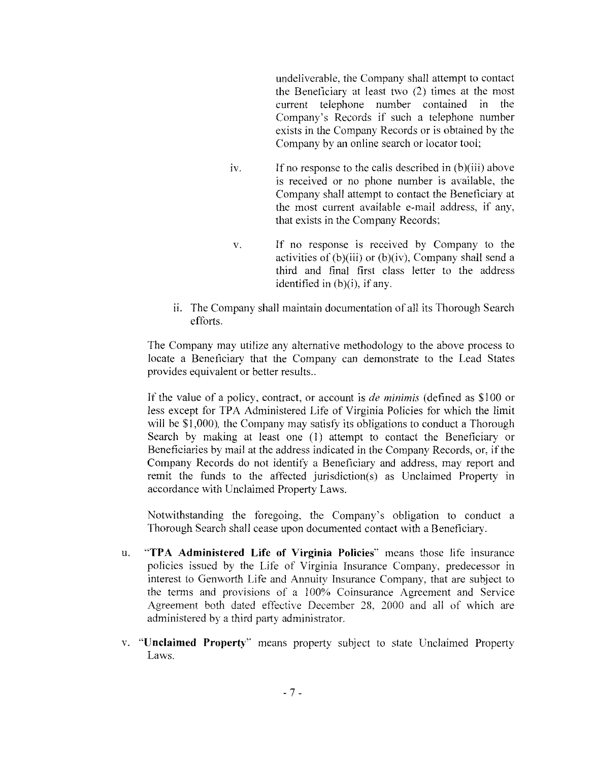undeliverable, the Company shall attempt to contact the Beneficiary at least two (2) times at the most current telephone number contained in the Company's Records if such a telephone number exists in the Company Records or is obtained by the Company by an online search or locator tool;

iv. If no response to the calls described in (b)(iii) above is received or no phone number is available, the Company shall attempt to contact the Beneficiary at the most current available e-mail address, if any, that exists in the Company Records;

v. If no response is received by Company to the activities of (b)(iii) or (b)(iv), Company shall send a third and final first class letter to the address identified in (b)(i), if any.

ii. The Company shall maintain documentation of all its Thorough Search efforts.

The Company may utilize any alternative methodology to the above process to locate a Beneficiary that the Company can demonstrate to the Lead States provides equivalent or better results..

If the value of a policy, contract, or account is *de minimis* (defined as $100 or less except for TPA Administered Life of Virginia Policies for which the limit will be $1,000), the Company may satisfy its obligations to conduct a Thorough Search by making at least one (1) attempt to contact the Beneficiary or Beneficiaries by mail at the address indicated in the Company Records, or, if the Company Records do not identify a Beneficiary and address, may report and remit the funds to the affected jurisdiction(s) as Unclaimed Property in accordance with Unclaimed Property Laws.

Notwithstanding the foregoing, the Company's obligation to conduct a Thorough Search shall cease upon documented contact with a Beneficiary.

u. "**TPA Administered Life of Virginia Policies**" means those life insurance policies issued by the Life of Virginia Insurance Company, predecessor in interest to Genworth Life and Annuity Insurance Company, that are subject to the terms and provisions of a 100% Coinsurance Agreement and Service Agreement both dated effective December 28, 2000 and all of which are administered by a third party administrator.

v. "**Unclaimed Property**" means property subject to state Unclaimed Property Laws.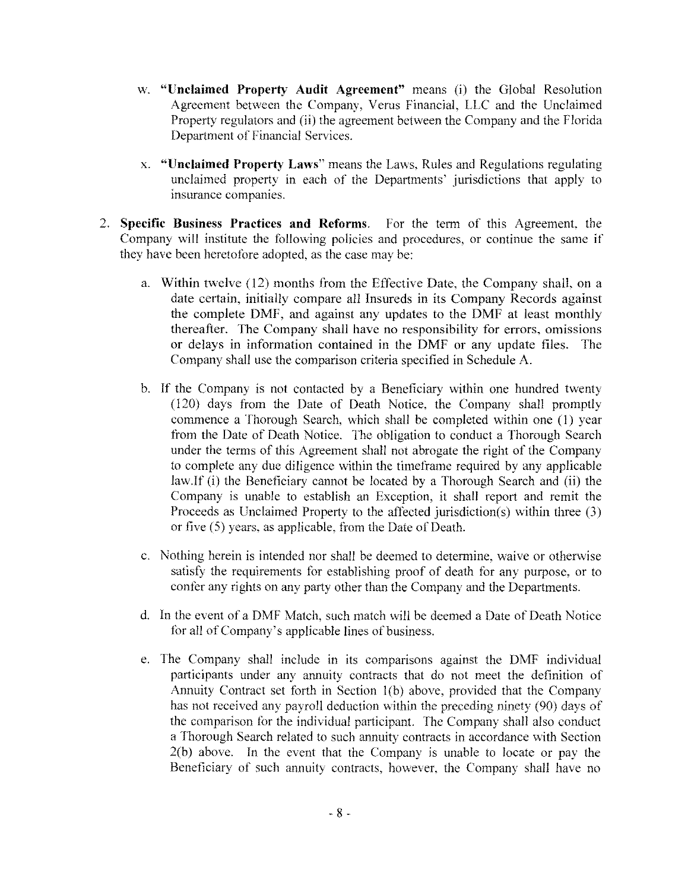w. **"Unclaimed Property Audit Agreement"** means (i) the Global Resolution Agreement between the Company, Verus Financial, LLC and the Unclaimed Property regulators and (ii) the agreement between the Company and the Florida Department of Financial Services.

x. **"Unclaimed Property Laws"** means the Laws, Rules and Regulations regulating unclaimed property in each of the Departments' jurisdictions that apply to insurance companies.

2. **Specific Business Practices and Reforms**. For the term of this Agreement, the Company will institute the following policies and procedures, or continue the same if they have been heretofore adopted, as the case may be:

   a. Within twelve (12) months from the Effective Date, the Company shall, on a date certain, initially compare all Insureds in its Company Records against the complete DMF, and against any updates to the DMF at least monthly thereafter. The Company shall have no responsibility for errors, omissions or delays in information contained in the DMF or any update files. The Company shall use the comparison criteria specified in Schedule A.

   b. If the Company is not contacted by a Beneficiary within one hundred twenty (120) days from the Date of Death Notice, the Company shall promptly commence a Thorough Search, which shall be completed within one (1) year from the Date of Death Notice. The obligation to conduct a Thorough Search under the terms of this Agreement shall not abrogate the right of the Company to complete any due diligence within the timeframe required by any applicable law.If (i) the Beneficiary cannot be located by a Thorough Search and (ii) the Company is unable to establish an Exception, it shall report and remit the Proceeds as Unclaimed Property to the affected jurisdiction(s) within three (3) or five (5) years, as applicable, from the Date of Death.

   c. Nothing herein is intended nor shall be deemed to determine, waive or otherwise satisfy the requirements for establishing proof of death for any purpose, or to confer any rights on any party other than the Company and the Departments.

   d. In the event of a DMF Match, such match will be deemed a Date of Death Notice for all of Company's applicable lines of business.

   e. The Company shall include in its comparisons against the DMF individual participants under any annuity contracts that do not meet the definition of Annuity Contract set forth in Section 1(b) above, provided that the Company has not received any payroll deduction within the preceding ninety (90) days of the comparison for the individual participant. The Company shall also conduct a Thorough Search related to such annuity contracts in accordance with Section 2(b) above. In the event that the Company is unable to locate or pay the Beneficiary of such annuity contracts, however, the Company shall have no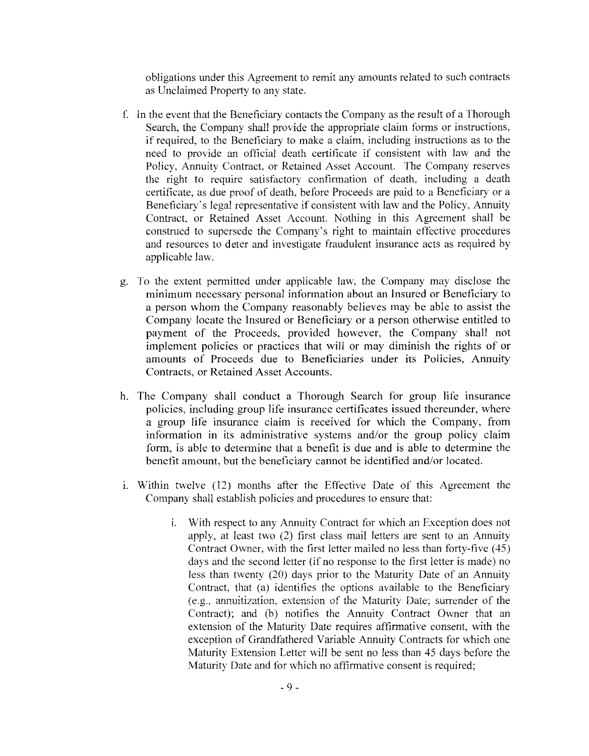obligations under this Agreement to remit any amounts related to such contracts as Unclaimed Property to any state.

f. In the event that the Beneficiary contacts the Company as the result of a Thorough Search, the Company shall provide the appropriate claim forms or instructions, if required, to the Beneficiary to make a claim, including instructions as to the need to provide an official death certificate if consistent with law and the Policy, Annuity Contract, or Retained Asset Account. The Company reserves the right to require satisfactory confirmation of death, including a death certificate, as due proof of death, before Proceeds are paid to a Beneficiary or a Beneficiary's legal representative if consistent with law and the Policy, Annuity Contract, or Retained Asset Account. Nothing in this Agreement shall be construed to supersede the Company's right to maintain effective procedures and resources to deter and investigate fraudulent insurance acts as required by applicable law.

g. To the extent permitted under applicable law, the Company may disclose the minimum necessary personal information about an Insured or Beneficiary to a person whom the Company reasonably believes may be able to assist the Company locate the Insured or Beneficiary or a person otherwise entitled to payment of the Proceeds, provided however, the Company shall not implement policies or practices that will or may diminish the rights of or amounts of Proceeds due to Beneficiaries under its Policies, Annuity Contracts, or Retained Asset Accounts.

h. The Company shall conduct a Thorough Search for group life insurance policies, including group life insurance certificates issued thereunder, where a group life insurance claim is received for which the Company, from information in its administrative systems and/or the group policy claim form, is able to determine that a benefit is due and is able to determine the benefit amount, but the beneficiary cannot be identified and/or located.

i. Within twelve (12) months after the Effective Date of this Agreement the Company shall establish policies and procedures to ensure that:

   i. With respect to any Annuity Contract for which an Exception does not apply, at least two (2) first class mail letters are sent to an Annuity Contract Owner, with the first letter mailed no less than forty-five (45) days and the second letter (if no response to the first letter is made) no less than twenty (20) days prior to the Maturity Date of an Annuity Contract, that (a) identifies the options available to the Beneficiary (e.g., annuitization, extension of the Maturity Date; surrender of the Contract); and (b) notifies the Annuity Contract Owner that an extension of the Maturity Date requires affirmative consent, with the exception of Grandfathered Variable Annuity Contracts for which one Maturity Extension Letter will be sent no less than 45 days before the Maturity Date and for which no affirmative consent is required;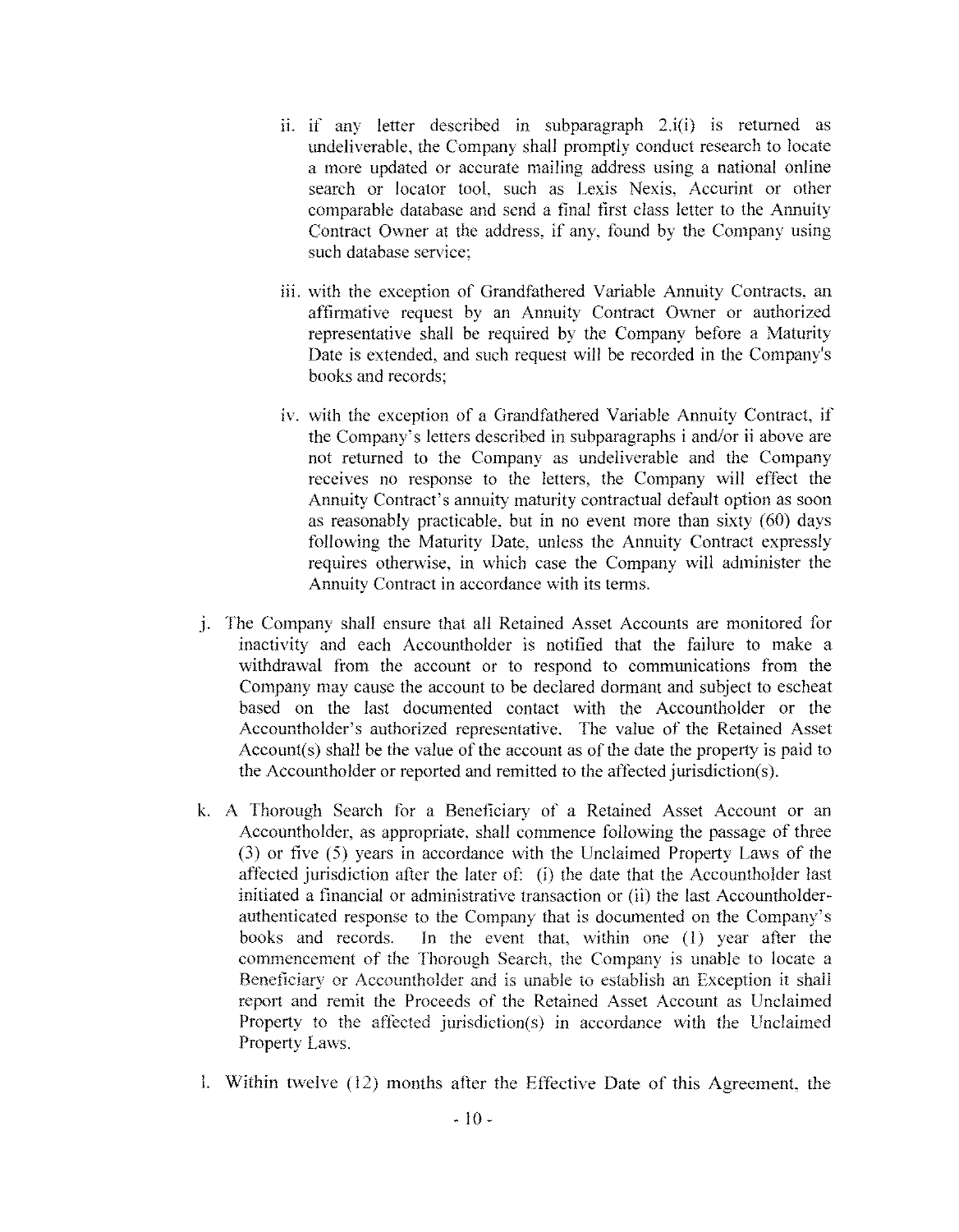ii. if any letter described in subparagraph 2.i(i) is returned as undeliverable, the Company shall promptly conduct research to locate a more updated or accurate mailing address using a national online search or locator tool, such as Lexis Nexis, Accurint or other comparable database and send a final first class letter to the Annuity Contract Owner at the address, if any, found by the Company using such database service;

iii. with the exception of Grandfathered Variable Annuity Contracts, an affirmative request by an Annuity Contract Owner or authorized representative shall be required by the Company before a Maturity Date is extended, and such request will be recorded in the Company's books and records;

iv. with the exception of a Grandfathered Variable Annuity Contract, if the Company's letters described in subparagraphs i and/or ii above are not returned to the Company as undeliverable and the Company receives no response to the letters, the Company will effect the Annuity Contract's annuity maturity contractual default option as soon as reasonably practicable, but in no event more than sixty (60) days following the Maturity Date, unless the Annuity Contract expressly requires otherwise, in which case the Company will administer the Annuity Contract in accordance with its terms.

j. The Company shall ensure that all Retained Asset Accounts are monitored for inactivity and each Accountholder is notified that the failure to make a withdrawal from the account or to respond to communications from the Company may cause the account to be declared dormant and subject to escheat based on the last documented contact with the Accountholder or the Accountholder's authorized representative. The value of the Retained Asset Account(s) shall be the value of the account as of the date the property is paid to the Accountholder or reported and remitted to the affected jurisdiction(s).

k. A Thorough Search for a Beneficiary of a Retained Asset Account or an Accountholder, as appropriate, shall commence following the passage of three (3) or five (5) years in accordance with the Unclaimed Property Laws of the affected jurisdiction after the later of: (i) the date that the Accountholder last initiated a financial or administrative transaction or (ii) the last Accountholder-authenticated response to the Company that is documented on the Company's books and records. In the event that, within one (1) year after the commencement of the Thorough Search, the Company is unable to locate a Beneficiary or Accountholder and is unable to establish an Exception it shall report and remit the Proceeds of the Retained Asset Account as Unclaimed Property to the affected jurisdiction(s) in accordance with the Unclaimed Property Laws.

l. Within twelve (12) months after the Effective Date of this Agreement, the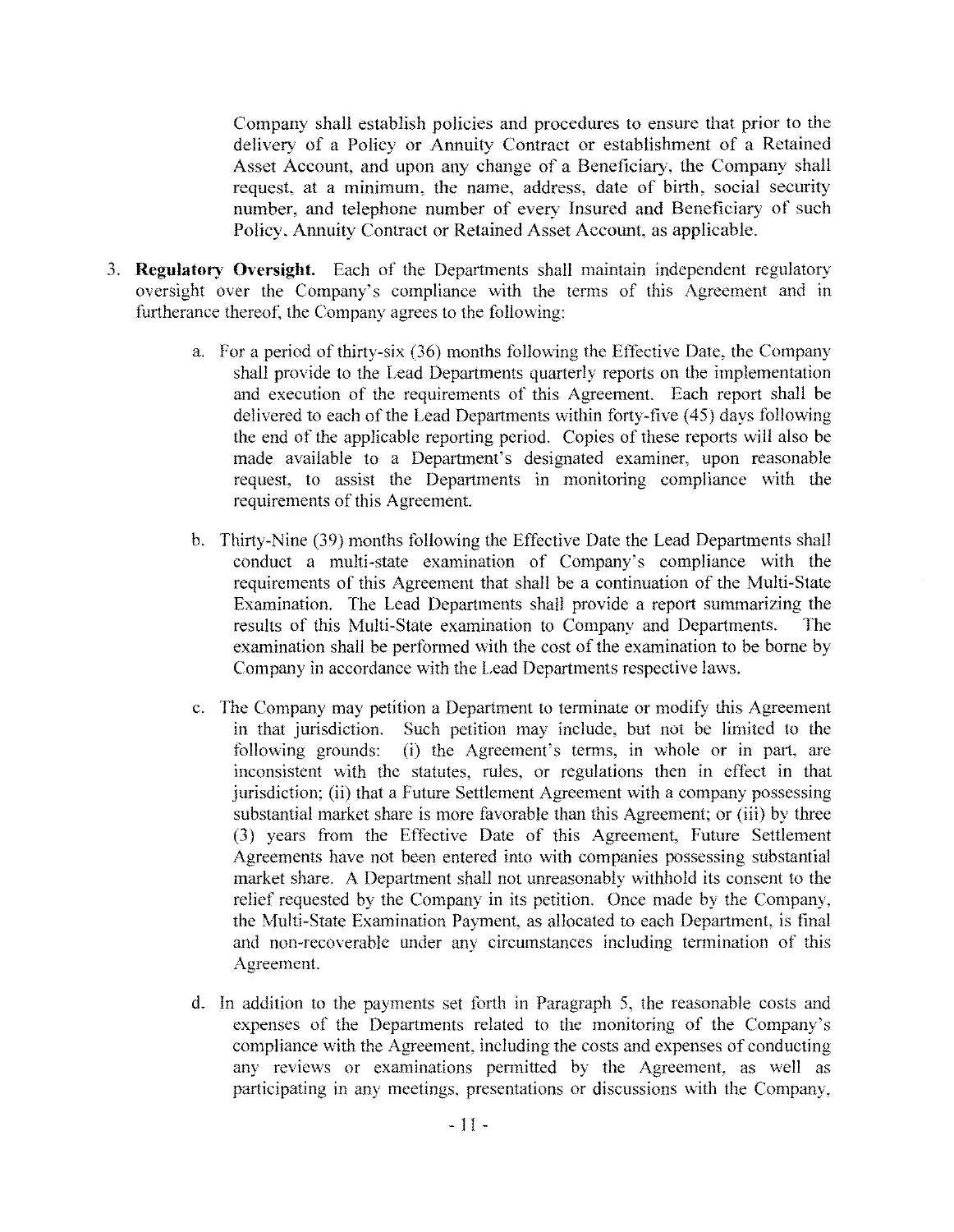Company shall establish policies and procedures to ensure that prior to the delivery of a Policy or Annuity Contract or establishment of a Retained Asset Account, and upon any change of a Beneficiary, the Company shall request, at a minimum, the name, address, date of birth, social security number, and telephone number of every Insured and Beneficiary of such Policy, Annuity Contract or Retained Asset Account, as applicable.

3. **Regulatory Oversight.** Each of the Departments shall maintain independent regulatory oversight over the Company's compliance with the terms of this Agreement and in furtherance thereof, the Company agrees to the following:

   a. For a period of thirty-six (36) months following the Effective Date, the Company shall provide to the Lead Departments quarterly reports on the implementation and execution of the requirements of this Agreement. Each report shall be delivered to each of the Lead Departments within forty-five (45) days following the end of the applicable reporting period. Copies of these reports will also be made available to a Department's designated examiner, upon reasonable request, to assist the Departments in monitoring compliance with the requirements of this Agreement.

   b. Thirty-Nine (39) months following the Effective Date the Lead Departments shall conduct a multi-state examination of Company's compliance with the requirements of this Agreement that shall be a continuation of the Multi-State Examination. The Lead Departments shall provide a report summarizing the results of this Multi-State examination to Company and Departments. The examination shall be performed with the cost of the examination to be borne by Company in accordance with the Lead Departments respective laws.

   c. The Company may petition a Department to terminate or modify this Agreement in that jurisdiction. Such petition may include, but not be limited to the following grounds: (i) the Agreement's terms, in whole or in part, are inconsistent with the statutes, rules, or regulations then in effect in that jurisdiction; (ii) that a Future Settlement Agreement with a company possessing substantial market share is more favorable than this Agreement; or (iii) by three (3) years from the Effective Date of this Agreement, Future Settlement Agreements have not been entered into with companies possessing substantial market share. A Department shall not unreasonably withhold its consent to the relief requested by the Company in its petition. Once made by the Company, the Multi-State Examination Payment, as allocated to each Department, is final and non-recoverable under any circumstances including termination of this Agreement.

   d. In addition to the payments set forth in Paragraph 5, the reasonable costs and expenses of the Departments related to the monitoring of the Company's compliance with the Agreement, including the costs and expenses of conducting any reviews or examinations permitted by the Agreement, as well as participating in any meetings, presentations or discussions with the Company,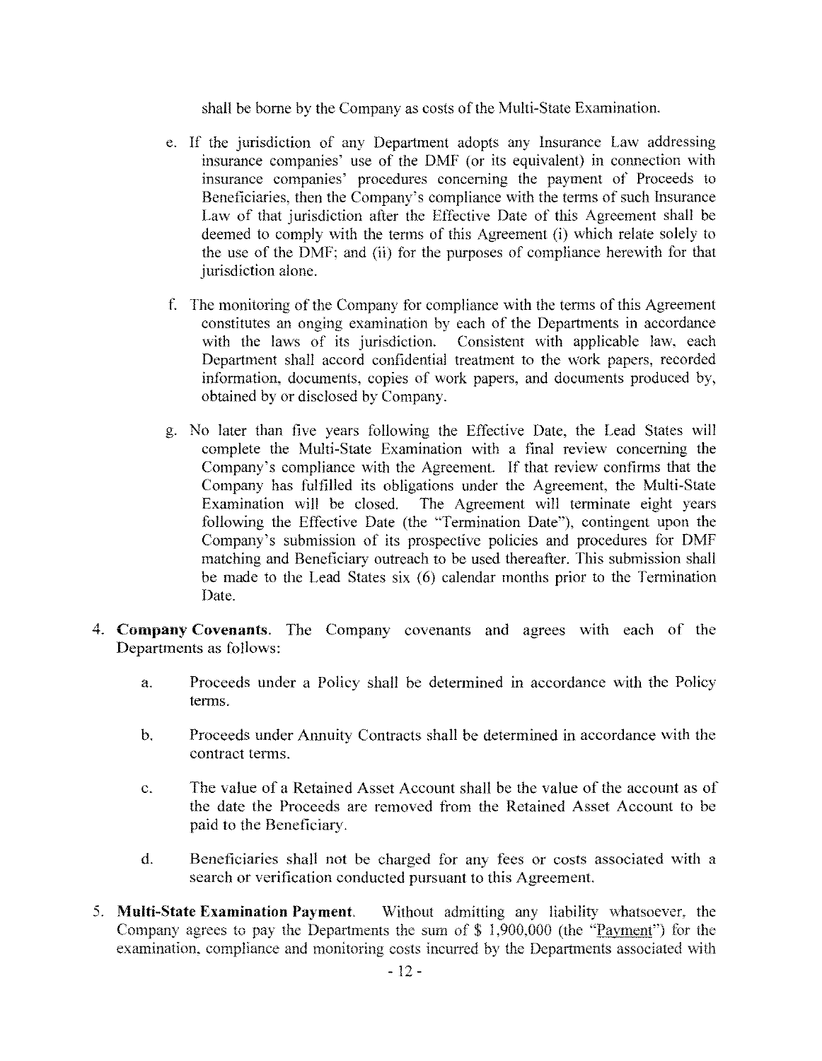shall be borne by the Company as costs of the Multi-State Examination.

e. If the jurisdiction of any Department adopts any Insurance Law addressing insurance companies' use of the DMF (or its equivalent) in connection with insurance companies' procedures concerning the payment of Proceeds to Beneficiaries, then the Company's compliance with the terms of such Insurance Law of that jurisdiction after the Effective Date of this Agreement shall be deemed to comply with the terms of this Agreement (i) which relate solely to the use of the DMF; and (ii) for the purposes of compliance herewith for that jurisdiction alone.

f. The monitoring of the Company for compliance with the terms of this Agreement constitutes an ongoing examination by each of the Departments in accordance with the laws of its jurisdiction. Consistent with applicable law, each Department shall accord confidential treatment to the work papers, recorded information, documents, copies of work papers, and documents produced by, obtained by or disclosed by Company.

g. No later than five years following the Effective Date, the Lead States will complete the Multi-State Examination with a final review concerning the Company's compliance with the Agreement. If that review confirms that the Company has fulfilled its obligations under the Agreement, the Multi-State Examination will be closed. The Agreement will terminate eight years following the Effective Date (the "Termination Date"), contingent upon the Company's submission of its prospective policies and procedures for DMF matching and Beneficiary outreach to be used thereafter. This submission shall be made to the Lead States six (6) calendar months prior to the Termination Date.

4. **Company Covenants**. The Company covenants and agrees with each of the Departments as follows:

   a. Proceeds under a Policy shall be determined in accordance with the Policy terms.

   b. Proceeds under Annuity Contracts shall be determined in accordance with the contract terms.

   c. The value of a Retained Asset Account shall be the value of the account as of the date the Proceeds are removed from the Retained Asset Account to be paid to the Beneficiary.

   d. Beneficiaries shall not be charged for any fees or costs associated with a search or verification conducted pursuant to this Agreement.

5. **Multi-State Examination Payment**. Without admitting any liability whatsoever, the Company agrees to pay the Departments the sum of $ 1,900,000 (the "Payment") for the examination, compliance and monitoring costs incurred by the Departments associated with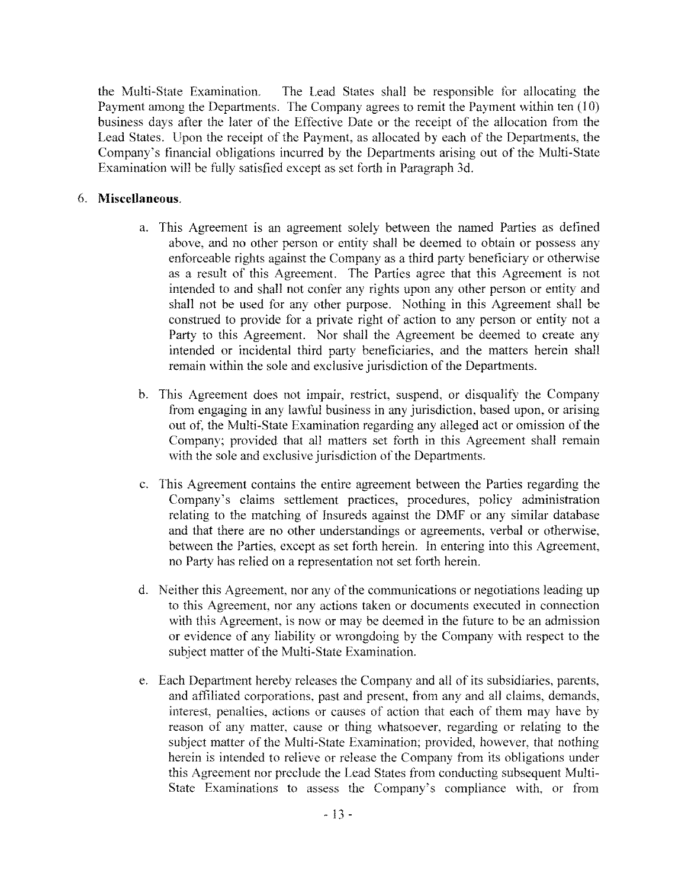the Multi-State Examination. The Lead States shall be responsible for allocating the Payment among the Departments. The Company agrees to remit the Payment within ten (10) business days after the later of the Effective Date or the receipt of the allocation from the Lead States. Upon the receipt of the Payment, as allocated by each of the Departments, the Company's financial obligations incurred by the Departments arising out of the Multi-State Examination will be fully satisfied except as set forth in Paragraph 3d.

6. **Miscellaneous.**

   a. This Agreement is an agreement solely between the named Parties as defined above, and no other person or entity shall be deemed to obtain or possess any enforceable rights against the Company as a third party beneficiary or otherwise as a result of this Agreement. The Parties agree that this Agreement is not intended to and shall not confer any rights upon any other person or entity and shall not be used for any other purpose. Nothing in this Agreement shall be construed to provide for a private right of action to any person or entity not a Party to this Agreement. Nor shall the Agreement be deemed to create any intended or incidental third party beneficiaries, and the matters herein shall remain within the sole and exclusive jurisdiction of the Departments.

   b. This Agreement does not impair, restrict, suspend, or disqualify the Company from engaging in any lawful business in any jurisdiction, based upon, or arising out of, the Multi-State Examination regarding any alleged act or omission of the Company; provided that all matters set forth in this Agreement shall remain with the sole and exclusive jurisdiction of the Departments.

   c. This Agreement contains the entire agreement between the Parties regarding the Company's claims settlement practices, procedures, policy administration relating to the matching of Insureds against the DMF or any similar database and that there are no other understandings or agreements, verbal or otherwise, between the Parties, except as set forth herein. In entering into this Agreement, no Party has relied on a representation not set forth herein.

   d. Neither this Agreement, nor any of the communications or negotiations leading up to this Agreement, nor any actions taken or documents executed in connection with this Agreement, is now or may be deemed in the future to be an admission or evidence of any liability or wrongdoing by the Company with respect to the subject matter of the Multi-State Examination.

   e. Each Department hereby releases the Company and all of its subsidiaries, parents, and affiliated corporations, past and present, from any and all claims, demands, interest, penalties, actions or causes of action that each of them may have by reason of any matter, cause or thing whatsoever, regarding or relating to the subject matter of the Multi-State Examination; provided, however, that nothing herein is intended to relieve or release the Company from its obligations under this Agreement nor preclude the Lead States from conducting subsequent Multi-State Examinations to assess the Company's compliance with, or from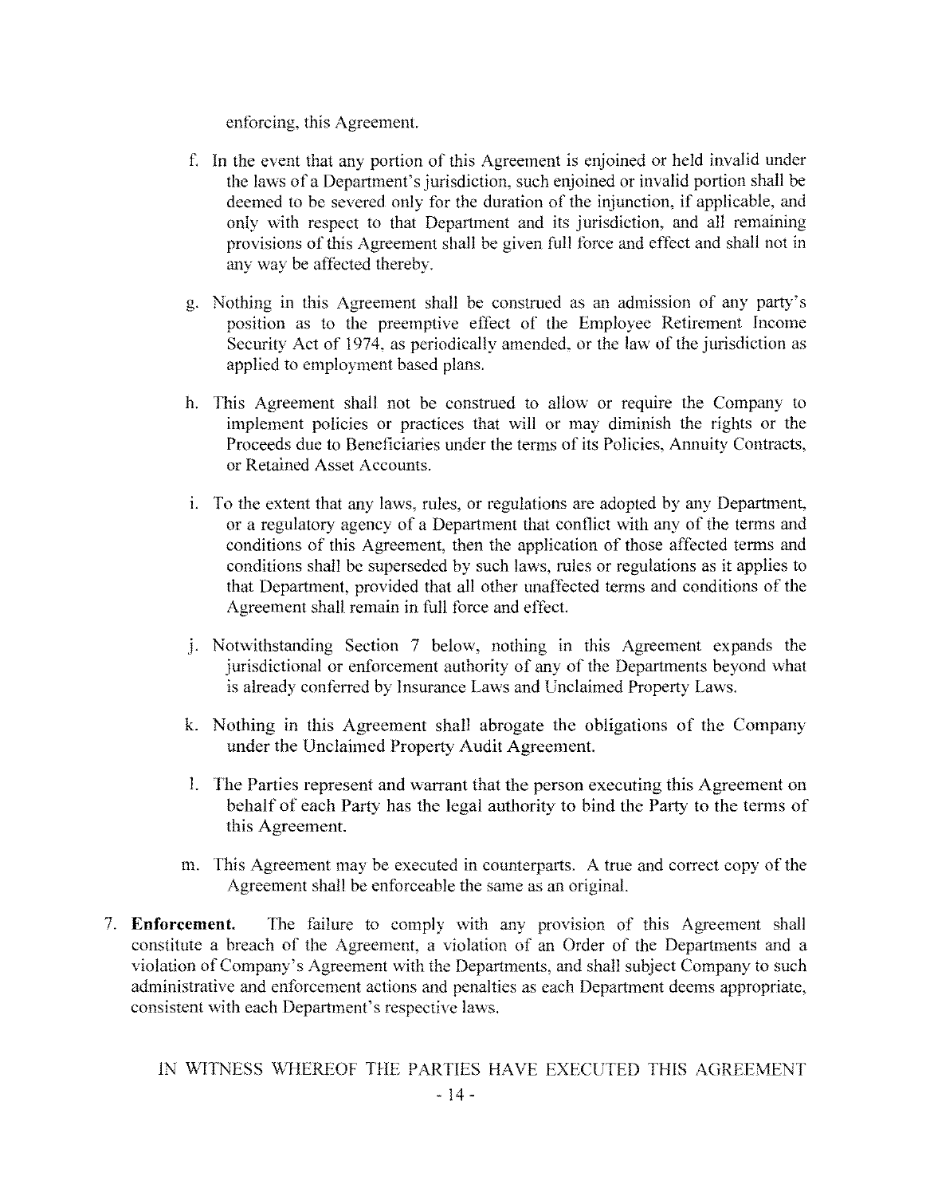enforcing, this Agreement.

f. In the event that any portion of this Agreement is enjoined or held invalid under the laws of a Department's jurisdiction, such enjoined or invalid portion shall be deemed to be severed only for the duration of the injunction, if applicable, and only with respect to that Department and its jurisdiction, and all remaining provisions of this Agreement shall be given full force and effect and shall not in any way be affected thereby.

g. Nothing in this Agreement shall be construed as an admission of any party's position as to the preemptive effect of the Employee Retirement Income Security Act of 1974, as periodically amended, or the law of the jurisdiction as applied to employment based plans.

h. This Agreement shall not be construed to allow or require the Company to implement policies or practices that will or may diminish the rights or the Proceeds due to Beneficiaries under the terms of its Policies, Annuity Contracts, or Retained Asset Accounts.

i. To the extent that any laws, rules, or regulations are adopted by any Department, or a regulatory agency of a Department that conflict with any of the terms and conditions of this Agreement, then the application of those affected terms and conditions shall be superseded by such laws, rules or regulations as it applies to that Department, provided that all other unaffected terms and conditions of the Agreement shall remain in full force and effect.

j. Notwithstanding Section 7 below, nothing in this Agreement expands the jurisdictional or enforcement authority of any of the Departments beyond what is already conferred by Insurance Laws and Unclaimed Property Laws.

k. Nothing in this Agreement shall abrogate the obligations of the Company under the Unclaimed Property Audit Agreement.

l. The Parties represent and warrant that the person executing this Agreement on behalf of each Party has the legal authority to bind the Party to the terms of this Agreement.

m. This Agreement may be executed in counterparts. A true and correct copy of the Agreement shall be enforceable the same as an original.

7. **Enforcement.** The failure to comply with any provision of this Agreement shall constitute a breach of the Agreement, a violation of an Order of the Departments and a violation of Company's Agreement with the Departments, and shall subject Company to such administrative and enforcement actions and penalties as each Department deems appropriate, consistent with each Department's respective laws.

IN WITNESS WHEREOF THE PARTIES HAVE EXECUTED THIS AGREEMENT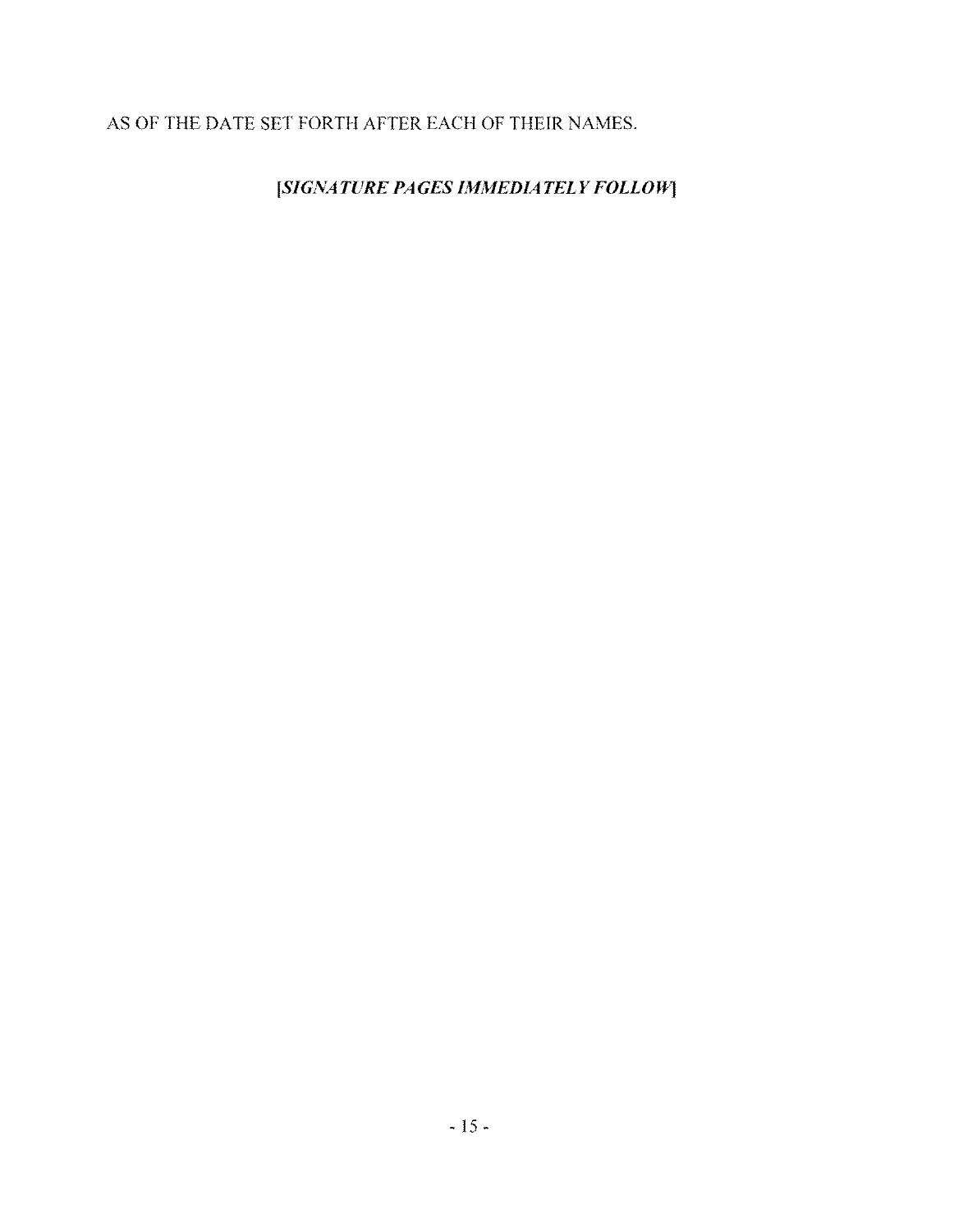AS OF THE DATE SET FORTH AFTER EACH OF THEIR NAMES.

***[SIGNATURE PAGES IMMEDIATELY FOLLOW]***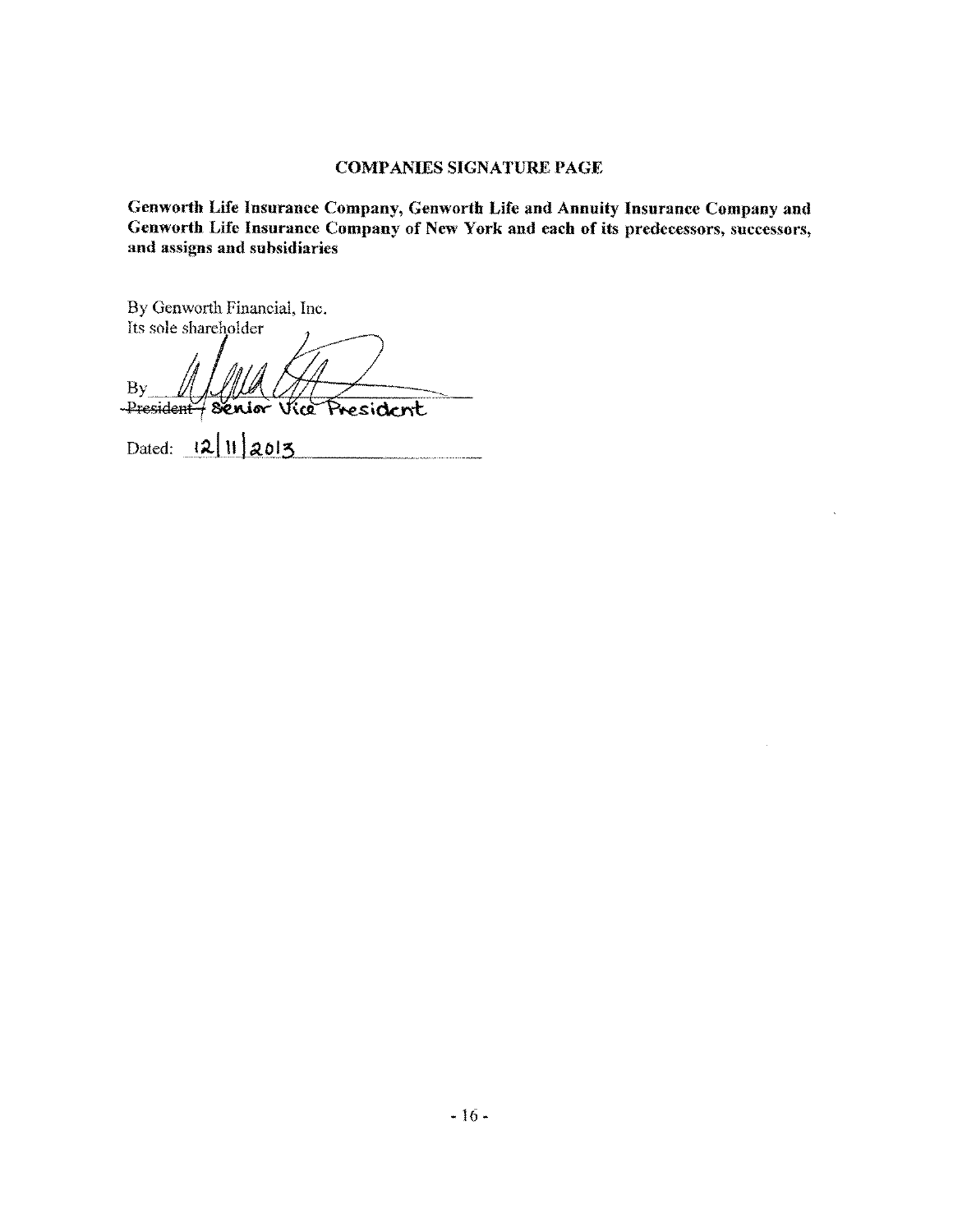## COMPANIES SIGNATURE PAGE

**Genworth Life Insurance Company, Genworth Life and Annuity Insurance Company and Genworth Life Insurance Company of New York and each of its predecessors, successors, and assigns and subsidiaries**

By Genworth Financial, Inc.
Its sole shareholder

By ___________________________
~~President~~ Senior Vice President

Dated: 12|11|2013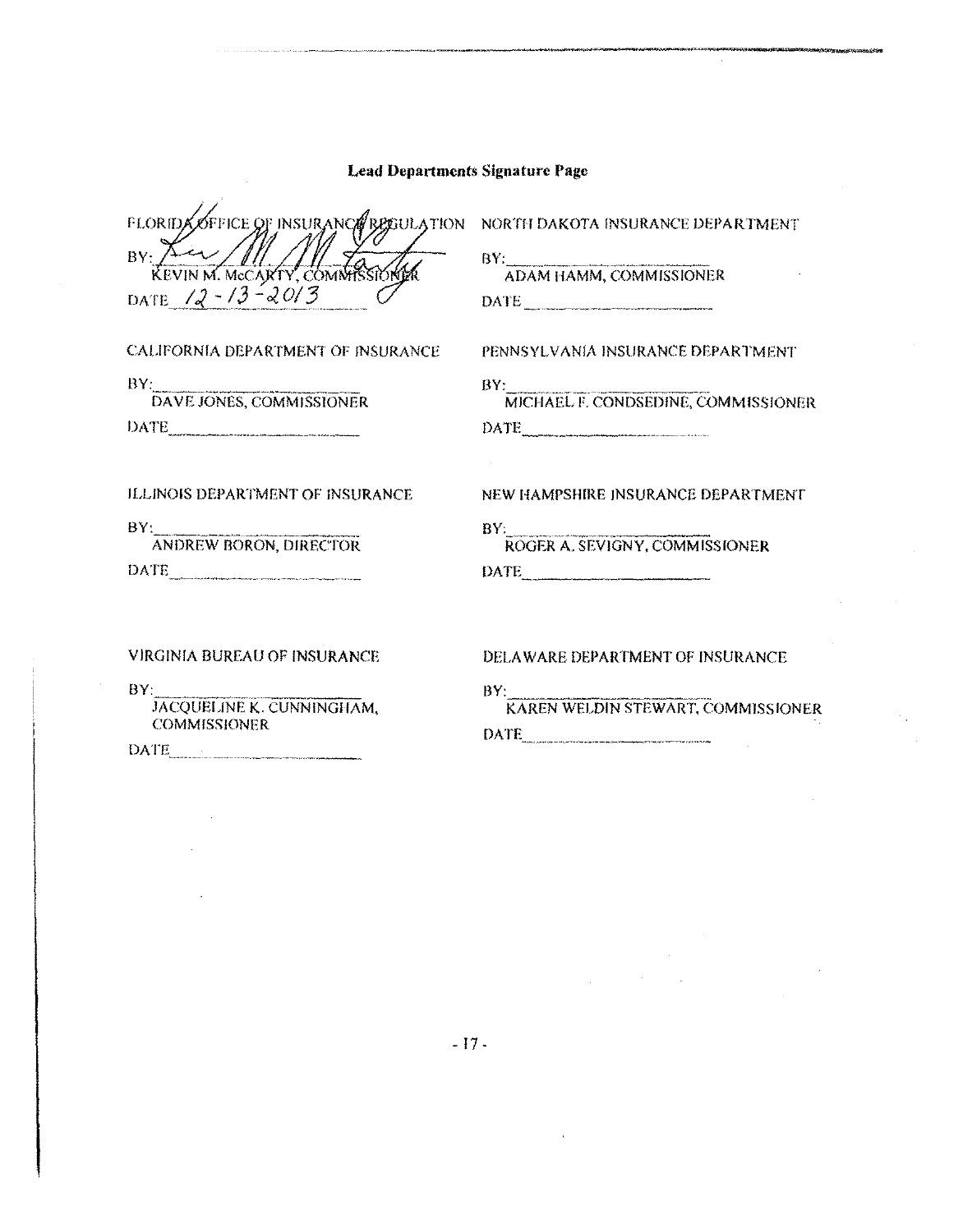**Lead Departments Signature Page**

FLORIDA OFFICE OF INSURANCE REGULATION

BY: ________________________
KEVIN M. McCARTY, COMMISSIONER

DATE 12-13-2013

NORTH DAKOTA INSURANCE DEPARTMENT

BY: ________________________
ADAM HAMM, COMMISSIONER

DATE ________________________

CALIFORNIA DEPARTMENT OF INSURANCE

BY: ________________________
DAVE JONES, COMMISSIONER

DATE ________________________

PENNSYLVANIA INSURANCE DEPARTMENT

BY: ________________________
MICHAEL F. CONDSEDINE, COMMISSIONER

DATE ________________________

ILLINOIS DEPARTMENT OF INSURANCE

BY: ________________________
ANDREW BORON, DIRECTOR

DATE ________________________

NEW HAMPSHIRE INSURANCE DEPARTMENT

BY: ________________________
ROGER A. SEVIGNY, COMMISSIONER

DATE ________________________

VIRGINIA BUREAU OF INSURANCE

BY: ________________________
JACQUELINE K. CUNNINGHAM, COMMISSIONER

DATE ________________________

DELAWARE DEPARTMENT OF INSURANCE

BY: ________________________
KAREN WELDIN STEWART, COMMISSIONER

DATE ________________________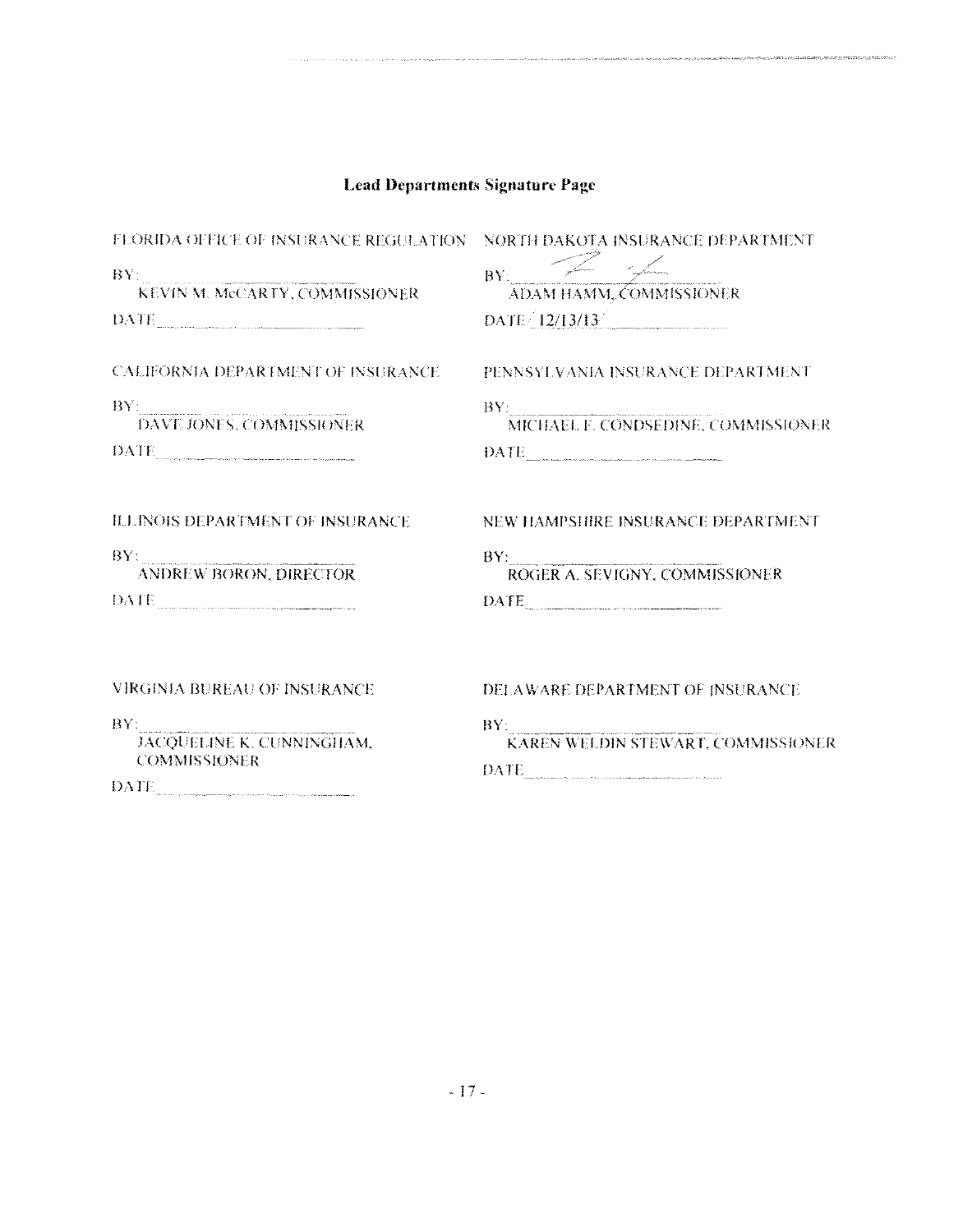## Lead Departments Signature Page

FLORIDA OFFICE OF INSURANCE REGULATION

BY: ______________________
KEVIN M. McCARTY, COMMISSIONER

DATE ______________________

NORTH DAKOTA INSURANCE DEPARTMENT

BY: ______________________
ADAM HAMM, COMMISSIONER

DATE 12/13/13

CALIFORNIA DEPARTMENT OF INSURANCE

BY: ______________________
DAVE JONES, COMMISSIONER

DATE ______________________

PENNSYLVANIA INSURANCE DEPARTMENT

BY: ______________________
MICHAEL F. CONDSEDINE, COMMISSIONER

DATE ______________________

ILLINOIS DEPARTMENT OF INSURANCE

BY: ______________________
ANDREW BORON, DIRECTOR

DATE ______________________

NEW HAMPSHIRE INSURANCE DEPARTMENT

BY: ______________________
ROGER A. SEVIGNY, COMMISSIONER

DATE ______________________

VIRGINIA BUREAU OF INSURANCE

BY: ______________________
JACQUELINE K. CUNNINGHAM, COMMISSIONER

DATE ______________________

DELAWARE DEPARTMENT OF INSURANCE

BY: ______________________
KAREN WELDIN STEWART, COMMISSIONER

DATE ______________________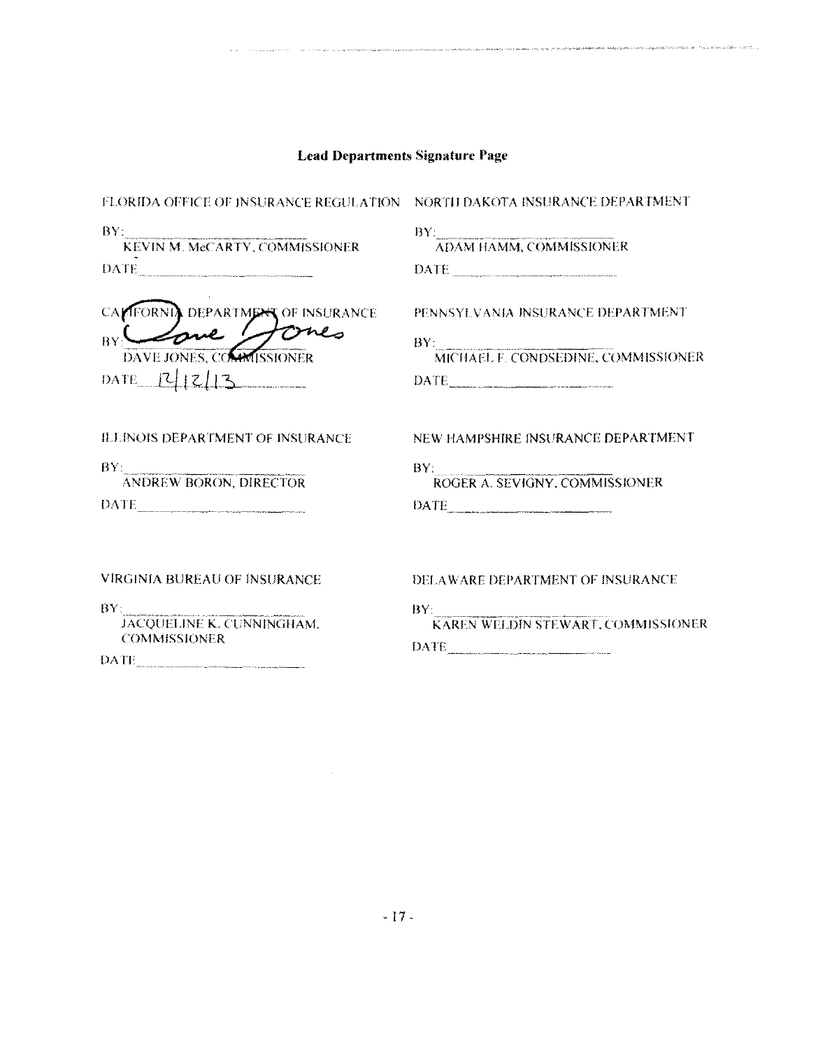## Lead Departments Signature Page

FLORIDA OFFICE OF INSURANCE REGULATION

BY: ____________________
KEVIN M. McCARTY, COMMISSIONER

DATE ____________________

NORTH DAKOTA INSURANCE DEPARTMENT

BY: ____________________
ADAM HAMM, COMMISSIONER

DATE ____________________

CALIFORNIA DEPARTMENT OF INSURANCE

BY: Dave Jones
DAVE JONES, COMMISSIONER

DATE 12/12/13

PENNSYLVANIA INSURANCE DEPARTMENT

BY: ____________________
MICHAEL F. CONDSEDINE, COMMISSIONER

DATE ____________________

ILLINOIS DEPARTMENT OF INSURANCE

BY: ____________________
ANDREW BORON, DIRECTOR

DATE ____________________

NEW HAMPSHIRE INSURANCE DEPARTMENT

BY: ____________________
ROGER A. SEVIGNY, COMMISSIONER

DATE ____________________

VIRGINIA BUREAU OF INSURANCE

BY: ____________________
JACQUELINE K. CUNNINGHAM, COMMISSIONER

DATE ____________________

DELAWARE DEPARTMENT OF INSURANCE

BY: ____________________
KAREN WELDIN STEWART, COMMISSIONER

DATE ____________________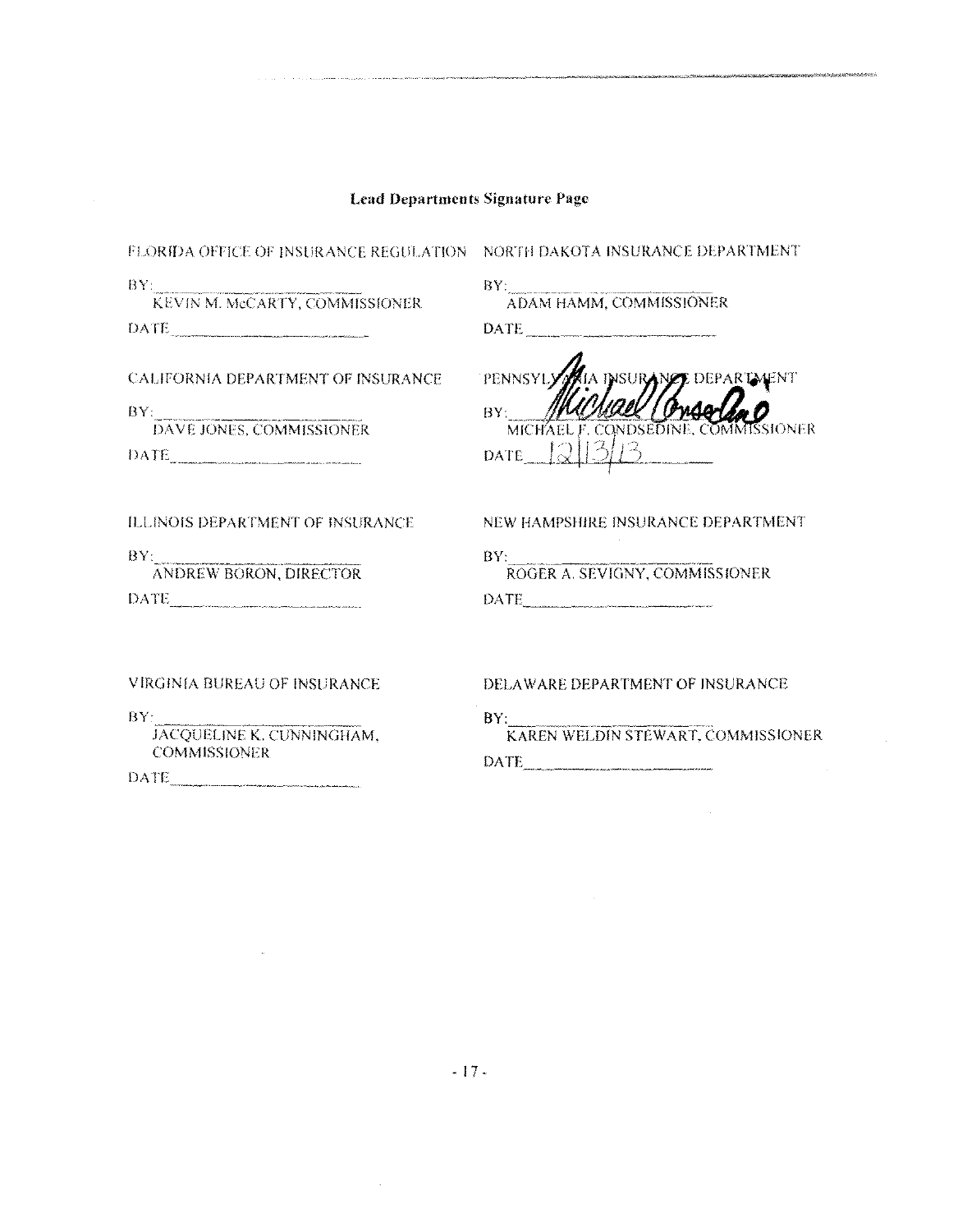**Lead Departments Signature Page**

FLORIDA OFFICE OF INSURANCE REGULATION

BY: ____________________
KEVIN M. McCARTY, COMMISSIONER

DATE ____________________

NORTH DAKOTA INSURANCE DEPARTMENT

BY: ____________________
ADAM HAMM, COMMISSIONER

DATE ____________________

CALIFORNIA DEPARTMENT OF INSURANCE

BY: ____________________
DAVE JONES, COMMISSIONER

DATE ____________________

PENNSYLVANIA INSURANCE DEPARTMENT

BY: *Michael Consedine*
MICHAEL F. CONDSEDINE, COMMISSIONER

DATE 12/13/13

ILLINOIS DEPARTMENT OF INSURANCE

BY: ____________________
ANDREW BORON, DIRECTOR

DATE ____________________

NEW HAMPSHIRE INSURANCE DEPARTMENT

BY: ____________________
ROGER A. SEVIGNY, COMMISSIONER

DATE ____________________

VIRGINIA BUREAU OF INSURANCE

BY: ____________________
JACQUELINE K. CUNNINGHAM, COMMISSIONER

DATE ____________________

DELAWARE DEPARTMENT OF INSURANCE

BY: ____________________
KAREN WELDIN STEWART, COMMISSIONER

DATE ____________________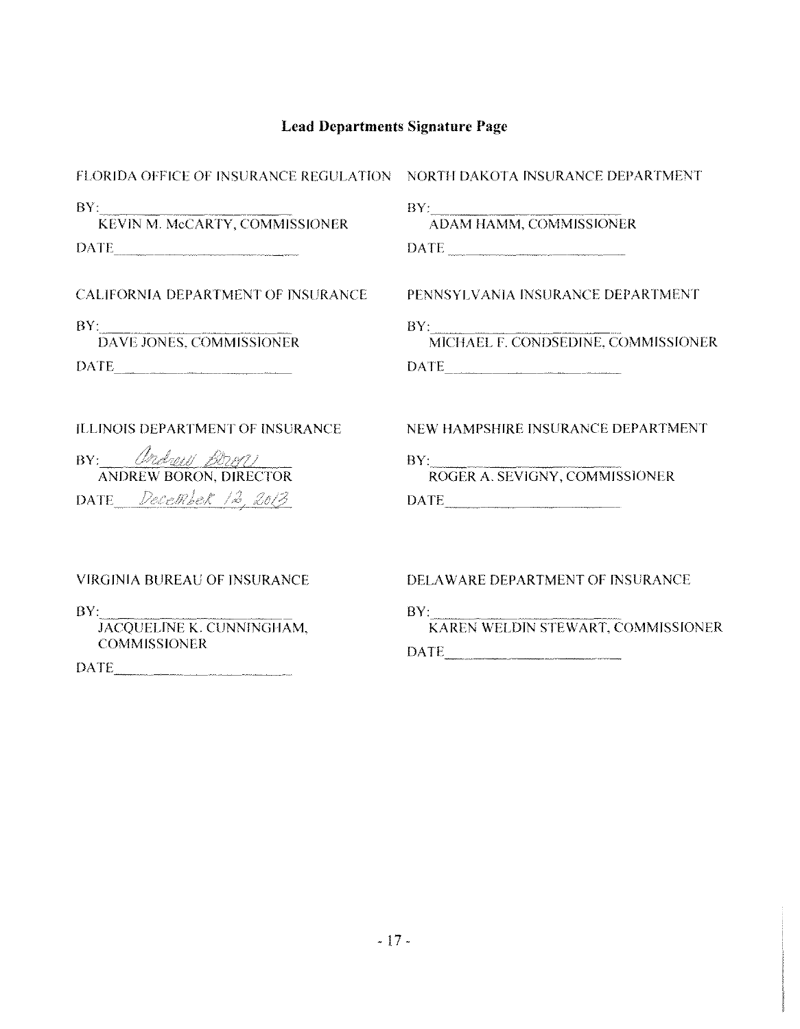## Lead Departments Signature Page

FLORIDA OFFICE OF INSURANCE REGULATION

BY: ______________________
KEVIN M. McCARTY, COMMISSIONER

DATE ______________________

NORTH DAKOTA INSURANCE DEPARTMENT

BY: ______________________
ADAM HAMM, COMMISSIONER

DATE ______________________

CALIFORNIA DEPARTMENT OF INSURANCE

BY: ______________________
DAVE JONES, COMMISSIONER

DATE ______________________

PENNSYLVANIA INSURANCE DEPARTMENT

BY: ______________________
MICHAEL F. CONDSEDINE, COMMISSIONER

DATE ______________________

ILLINOIS DEPARTMENT OF INSURANCE

BY: *Andrew Boron*
ANDREW BORON, DIRECTOR

DATE *December 12, 2013*

NEW HAMPSHIRE INSURANCE DEPARTMENT

BY: ______________________
ROGER A. SEVIGNY, COMMISSIONER

DATE ______________________

VIRGINIA BUREAU OF INSURANCE

BY: ______________________
JACQUELINE K. CUNNINGHAM, COMMISSIONER

DATE ______________________

DELAWARE DEPARTMENT OF INSURANCE

BY: ______________________
KAREN WELDIN STEWART, COMMISSIONER

DATE ______________________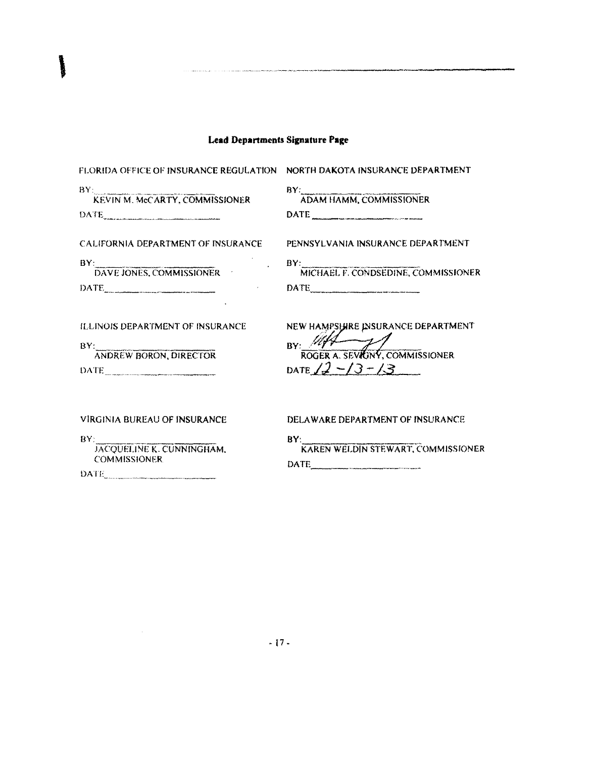**Lead Departments Signature Page**

FLORIDA OFFICE OF INSURANCE REGULATION

BY: \_\_\_\_\_\_\_\_\_\_\_\_\_\_\_\_\_\_\_\_\_\_\_\_
KEVIN M. McCARTY, COMMISSIONER

DATE\_\_\_\_\_\_\_\_\_\_\_\_\_\_\_\_\_\_\_\_\_\_\_\_

NORTH DAKOTA INSURANCE DEPARTMENT

BY: \_\_\_\_\_\_\_\_\_\_\_\_\_\_\_\_\_\_\_\_\_\_\_\_
ADAM HAMM, COMMISSIONER

DATE\_\_\_\_\_\_\_\_\_\_\_\_\_\_\_\_\_\_\_\_\_\_\_\_

CALIFORNIA DEPARTMENT OF INSURANCE

BY: \_\_\_\_\_\_\_\_\_\_\_\_\_\_\_\_\_\_\_\_\_\_\_\_
DAVE JONES, COMMISSIONER

DATE\_\_\_\_\_\_\_\_\_\_\_\_\_\_\_\_\_\_\_\_\_\_\_\_

PENNSYLVANIA INSURANCE DEPARTMENT

BY: \_\_\_\_\_\_\_\_\_\_\_\_\_\_\_\_\_\_\_\_\_\_\_\_
MICHAEL F. CONSEDINE, COMMISSIONER

DATE\_\_\_\_\_\_\_\_\_\_\_\_\_\_\_\_\_\_\_\_\_\_\_\_

ILLINOIS DEPARTMENT OF INSURANCE

BY: \_\_\_\_\_\_\_\_\_\_\_\_\_\_\_\_\_\_\_\_\_\_\_\_
ANDREW BORON, DIRECTOR

DATE\_\_\_\_\_\_\_\_\_\_\_\_\_\_\_\_\_\_\_\_\_\_\_\_

NEW HAMPSHIRE INSURANCE DEPARTMENT

BY: [signature]
ROGER A. SEVIGNY, COMMISSIONER

DATE 12-13-13

VIRGINIA BUREAU OF INSURANCE

BY: \_\_\_\_\_\_\_\_\_\_\_\_\_\_\_\_\_\_\_\_\_\_\_\_
JACQUELINE K. CUNNINGHAM, COMMISSIONER

DATE\_\_\_\_\_\_\_\_\_\_\_\_\_\_\_\_\_\_\_\_\_\_\_\_

DELAWARE DEPARTMENT OF INSURANCE

BY: \_\_\_\_\_\_\_\_\_\_\_\_\_\_\_\_\_\_\_\_\_\_\_\_
KAREN WELDIN STEWART, COMMISSIONER

DATE\_\_\_\_\_\_\_\_\_\_\_\_\_\_\_\_\_\_\_\_\_\_\_\_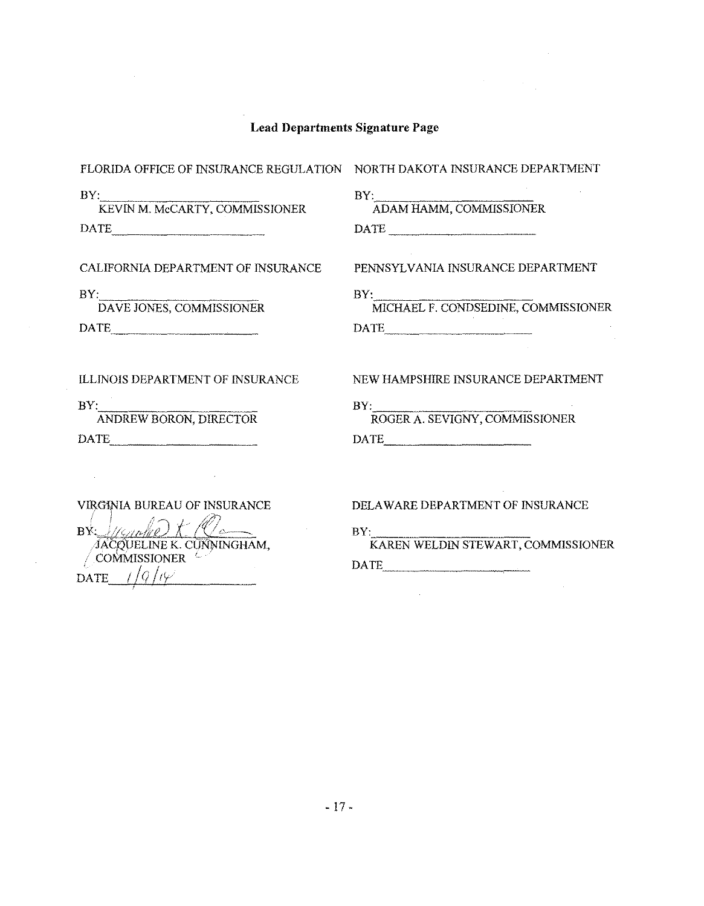**Lead Departments Signature Page**

FLORIDA OFFICE OF INSURANCE REGULATION

BY:\_\_\_\_\_\_\_\_\_\_\_\_\_\_\_\_\_\_\_\_\_\_\_\_\_\_
KEVIN M. McCARTY, COMMISSIONER

DATE\_\_\_\_\_\_\_\_\_\_\_\_\_\_\_\_\_\_\_\_\_\_\_\_\_\_

NORTH DAKOTA INSURANCE DEPARTMENT

BY:\_\_\_\_\_\_\_\_\_\_\_\_\_\_\_\_\_\_\_\_\_\_\_\_\_\_
ADAM HAMM, COMMISSIONER

DATE\_\_\_\_\_\_\_\_\_\_\_\_\_\_\_\_\_\_\_\_\_\_\_\_\_\_

CALIFORNIA DEPARTMENT OF INSURANCE

BY:\_\_\_\_\_\_\_\_\_\_\_\_\_\_\_\_\_\_\_\_\_\_\_\_\_\_
DAVE JONES, COMMISSIONER

DATE\_\_\_\_\_\_\_\_\_\_\_\_\_\_\_\_\_\_\_\_\_\_\_\_\_\_

PENNSYLVANIA INSURANCE DEPARTMENT

BY:\_\_\_\_\_\_\_\_\_\_\_\_\_\_\_\_\_\_\_\_\_\_\_\_\_\_
MICHAEL F. CONDSEDINE, COMMISSIONER

DATE\_\_\_\_\_\_\_\_\_\_\_\_\_\_\_\_\_\_\_\_\_\_\_\_\_\_

ILLINOIS DEPARTMENT OF INSURANCE

BY:\_\_\_\_\_\_\_\_\_\_\_\_\_\_\_\_\_\_\_\_\_\_\_\_\_\_
ANDREW BORON, DIRECTOR

DATE\_\_\_\_\_\_\_\_\_\_\_\_\_\_\_\_\_\_\_\_\_\_\_\_\_\_

NEW HAMPSHIRE INSURANCE DEPARTMENT

BY:\_\_\_\_\_\_\_\_\_\_\_\_\_\_\_\_\_\_\_\_\_\_\_\_\_\_
ROGER A. SEVIGNY, COMMISSIONER

DATE\_\_\_\_\_\_\_\_\_\_\_\_\_\_\_\_\_\_\_\_\_\_\_\_\_\_

VIRGINIA BUREAU OF INSURANCE

BY: *Jacqueline K. Cunningham*
JACQUELINE K. CUNNINGHAM, COMMISSIONER

DATE 1/9/14

DELAWARE DEPARTMENT OF INSURANCE

BY:\_\_\_\_\_\_\_\_\_\_\_\_\_\_\_\_\_\_\_\_\_\_\_\_\_\_
KAREN WELDIN STEWART, COMMISSIONER

DATE\_\_\_\_\_\_\_\_\_\_\_\_\_\_\_\_\_\_\_\_\_\_\_\_\_\_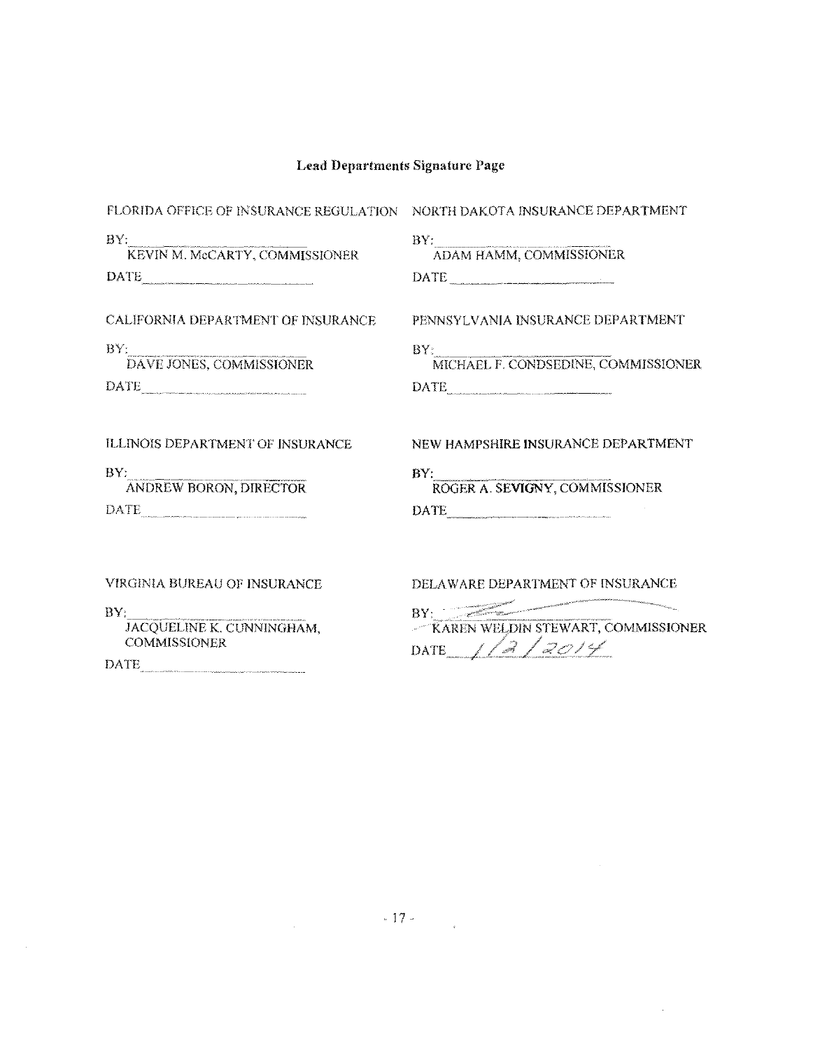## Lead Departments Signature Page

FLORIDA OFFICE OF INSURANCE REGULATION

BY: \_\_\_\_\_\_\_\_\_\_\_\_\_\_\_\_\_\_\_\_
KEVIN M. McCARTY, COMMISSIONER

DATE \_\_\_\_\_\_\_\_\_\_\_\_\_\_\_\_\_\_\_\_

NORTH DAKOTA INSURANCE DEPARTMENT

BY: \_\_\_\_\_\_\_\_\_\_\_\_\_\_\_\_\_\_\_\_
ADAM HAMM, COMMISSIONER

DATE \_\_\_\_\_\_\_\_\_\_\_\_\_\_\_\_\_\_\_\_

CALIFORNIA DEPARTMENT OF INSURANCE

BY: \_\_\_\_\_\_\_\_\_\_\_\_\_\_\_\_\_\_\_\_
DAVE JONES, COMMISSIONER

DATE \_\_\_\_\_\_\_\_\_\_\_\_\_\_\_\_\_\_\_\_

PENNSYLVANIA INSURANCE DEPARTMENT

BY: \_\_\_\_\_\_\_\_\_\_\_\_\_\_\_\_\_\_\_\_
MICHAEL F. CONDSEDINE, COMMISSIONER

DATE \_\_\_\_\_\_\_\_\_\_\_\_\_\_\_\_\_\_\_\_

ILLINOIS DEPARTMENT OF INSURANCE

BY: \_\_\_\_\_\_\_\_\_\_\_\_\_\_\_\_\_\_\_\_
ANDREW BORON, DIRECTOR

DATE \_\_\_\_\_\_\_\_\_\_\_\_\_\_\_\_\_\_\_\_

NEW HAMPSHIRE INSURANCE DEPARTMENT

BY: \_\_\_\_\_\_\_\_\_\_\_\_\_\_\_\_\_\_\_\_
ROGER A. SEVIGNY, COMMISSIONER

DATE \_\_\_\_\_\_\_\_\_\_\_\_\_\_\_\_\_\_\_\_

VIRGINIA BUREAU OF INSURANCE

BY: \_\_\_\_\_\_\_\_\_\_\_\_\_\_\_\_\_\_\_\_
JACQUELINE K. CUNNINGHAM, COMMISSIONER

DATE \_\_\_\_\_\_\_\_\_\_\_\_\_\_\_\_\_\_\_\_

DELAWARE DEPARTMENT OF INSURANCE

BY: [signature]
KAREN WELDIN STEWART, COMMISSIONER

DATE 1/2/2014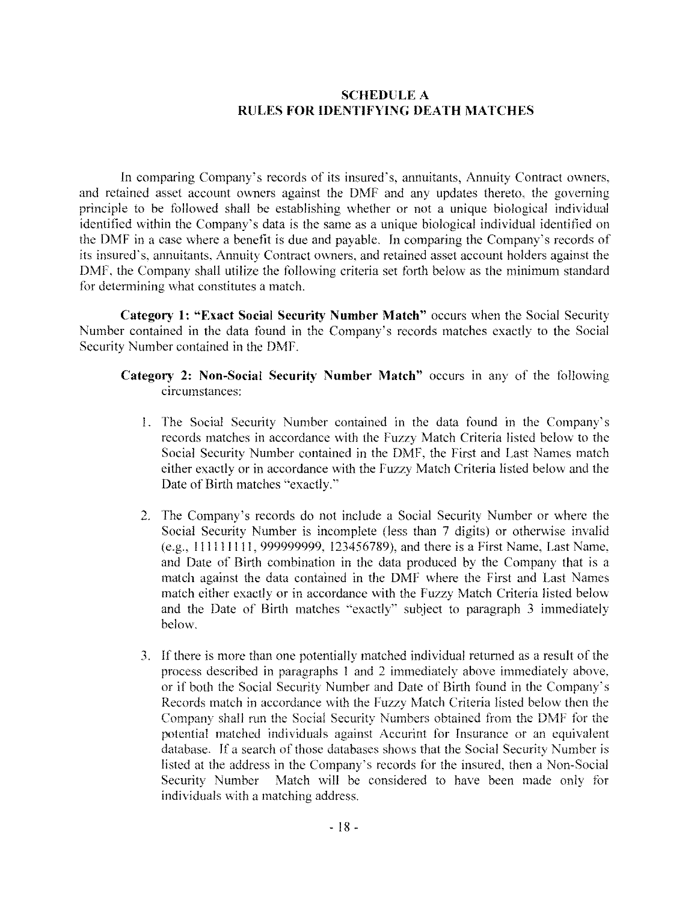## SCHEDULE A
## RULES FOR IDENTIFYING DEATH MATCHES

In comparing Company's records of its insured's, annuitants, Annuity Contract owners, and retained asset account owners against the DMF and any updates thereto, the governing principle to be followed shall be establishing whether or not a unique biological individual identified within the Company's data is the same as a unique biological individual identified on the DMF in a case where a benefit is due and payable. In comparing the Company's records of its insured's, annuitants, Annuity Contract owners, and retained asset account holders against the DMF, the Company shall utilize the following criteria set forth below as the minimum standard for determining what constitutes a match.

**Category 1: "Exact Social Security Number Match"** occurs when the Social Security Number contained in the data found in the Company's records matches exactly to the Social Security Number contained in the DMF.

**Category 2: Non-Social Security Number Match"** occurs in any of the following circumstances:

1. The Social Security Number contained in the data found in the Company's records matches in accordance with the Fuzzy Match Criteria listed below to the Social Security Number contained in the DMF, the First and Last Names match either exactly or in accordance with the Fuzzy Match Criteria listed below and the Date of Birth matches "exactly."

2. The Company's records do not include a Social Security Number or where the Social Security Number is incomplete (less than 7 digits) or otherwise invalid (e.g., 111111111, 999999999, 123456789), and there is a First Name, Last Name, and Date of Birth combination in the data produced by the Company that is a match against the data contained in the DMF where the First and Last Names match either exactly or in accordance with the Fuzzy Match Criteria listed below and the Date of Birth matches "exactly" subject to paragraph 3 immediately below.

3. If there is more than one potentially matched individual returned as a result of the process described in paragraphs 1 and 2 immediately above immediately above, or if both the Social Security Number and Date of Birth found in the Company's Records match in accordance with the Fuzzy Match Criteria listed below then the Company shall run the Social Security Numbers obtained from the DMF for the potential matched individuals against Accurint for Insurance or an equivalent database. If a search of those databases shows that the Social Security Number is listed at the address in the Company's records for the insured, then a Non-Social Security Number Match will be considered to have been made only for individuals with a matching address.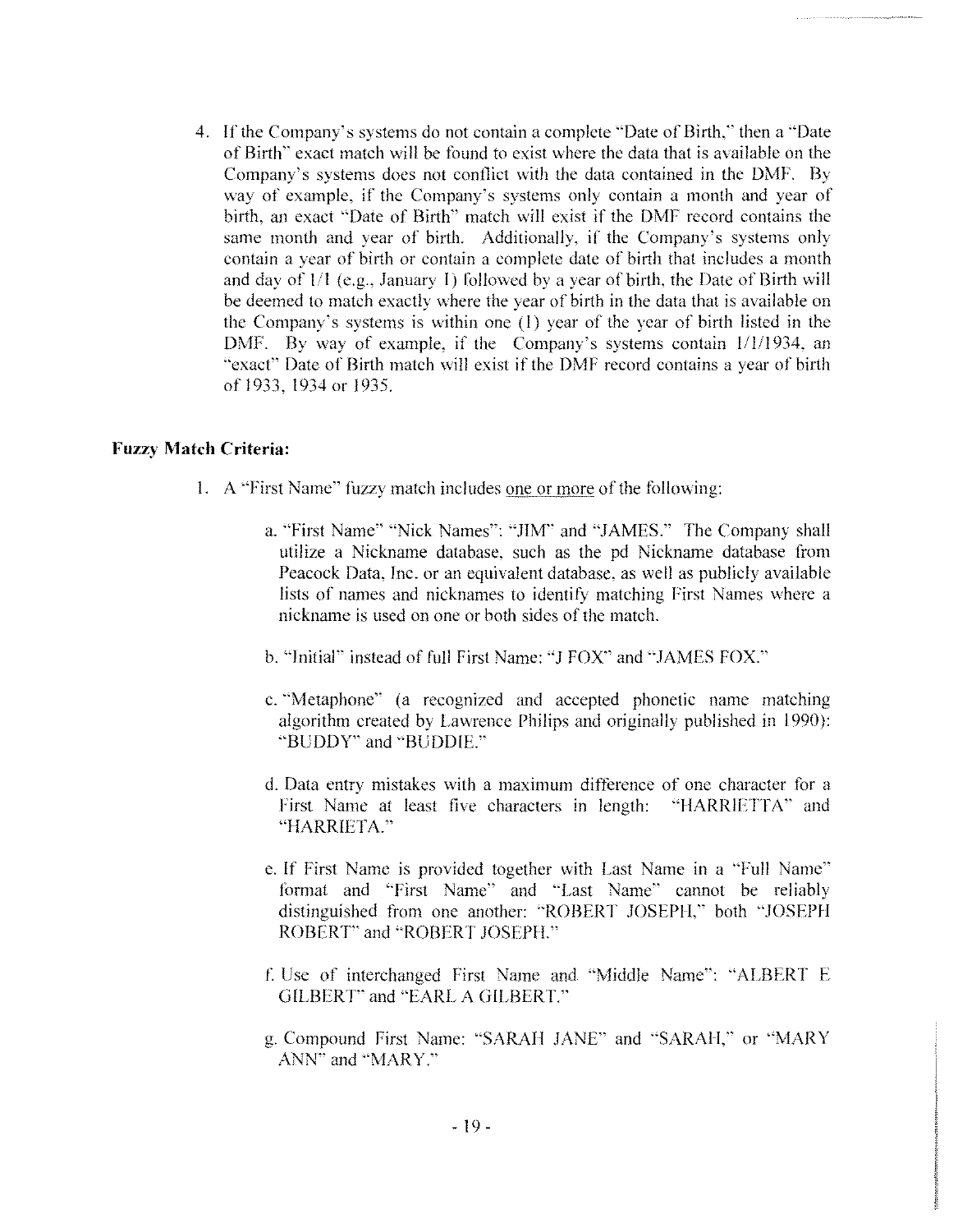4. If the Company's systems do not contain a complete "Date of Birth," then a "Date of Birth" exact match will be found to exist where the data that is available on the Company's systems does not conflict with the data contained in the DMF. By way of example, if the Company's systems only contain a month and year of birth, an exact "Date of Birth" match will exist if the DMF record contains the same month and year of birth. Additionally, if the Company's systems only contain a year of birth or contain a complete date of birth that includes a month and day of 1/1 (e.g., January 1) followed by a year of birth, the Date of Birth will be deemed to match exactly where the year of birth in the data that is available on the Company's systems is within one (1) year of the year of birth listed in the DMF. By way of example, if the Company's systems contain 1/1/1934, an "exact" Date of Birth match will exist if the DMF record contains a year of birth of 1933, 1934 or 1935.

**Fuzzy Match Criteria:**

1. A "First Name" fuzzy match includes <u>one or more</u> of the following:

   a. "First Name" "Nick Names": "JIM" and "JAMES." The Company shall utilize a Nickname database, such as the pd Nickname database from Peacock Data, Inc. or an equivalent database, as well as publicly available lists of names and nicknames to identify matching First Names where a nickname is used on one or both sides of the match.

   b. "Initial" instead of full First Name: "J FOX" and "JAMES FOX."

   c. "Metaphone" (a recognized and accepted phonetic name matching algorithm created by Lawrence Philips and originally published in 1990): "BUDDY" and "BUDDIE."

   d. Data entry mistakes with a maximum difference of one character for a First Name at least five characters in length: "HARRIETTA" and "HARRIETA."

   e. If First Name is provided together with Last Name in a "Full Name" format and "First Name" and "Last Name" cannot be reliably distinguished from one another: "ROBERT JOSEPH," both "JOSEPH ROBERT" and "ROBERT JOSEPH."

   f. Use of interchanged First Name and "Middle Name": "ALBERT E GILBERT" and "EARL A GILBERT."

   g. Compound First Name: "SARAH JANE" and "SARAH," or "MARY ANN" and "MARY."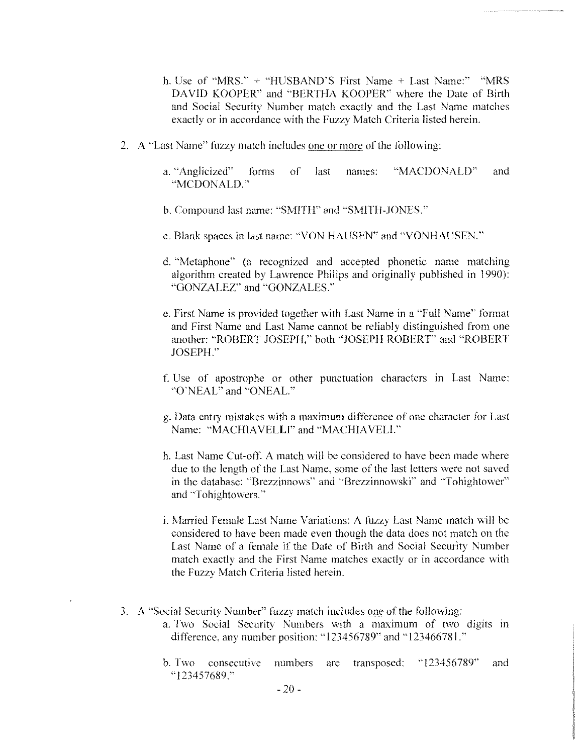h. Use of "MRS." + "HUSBAND'S First Name + Last Name:" "MRS DAVID KOOPER" and "BERTHA KOOPER" where the Date of Birth and Social Security Number match exactly and the Last Name matches exactly or in accordance with the Fuzzy Match Criteria listed herein.

2. A "Last Name" fuzzy match includes one or more of the following:

   a. "Anglicized" forms of last names: "MACDONALD" and "MCDONALD."

   b. Compound last name: "SMITH" and "SMITH-JONES."

   c. Blank spaces in last name: "VON HAUSEN" and "VONHAUSEN."

   d. "Metaphone" (a recognized and accepted phonetic name matching algorithm created by Lawrence Philips and originally published in 1990): "GONZALEZ" and "GONZALES."

   e. First Name is provided together with Last Name in a "Full Name" format and First Name and Last Name cannot be reliably distinguished from one another: "ROBERT JOSEPH," both "JOSEPH ROBERT" and "ROBERT JOSEPH."

   f. Use of apostrophe or other punctuation characters in Last Name: "O'NEAL" and "ONEAL."

   g. Data entry mistakes with a maximum difference of one character for Last Name: "MACHIAVELLI" and "MACHIAVELI."

   h. Last Name Cut-off. A match will be considered to have been made where due to the length of the Last Name, some of the last letters were not saved in the database: "Brezzinnows" and "Brezzinnowski" and "Tohightower" and "Tohightowers."

   i. Married Female Last Name Variations: A fuzzy Last Name match will be considered to have been made even though the data does not match on the Last Name of a female if the Date of Birth and Social Security Number match exactly and the First Name matches exactly or in accordance with the Fuzzy Match Criteria listed herein.

3. A "Social Security Number" fuzzy match includes one of the following:

   a. Two Social Security Numbers with a maximum of two digits in difference, any number position: "123456789" and "123466781."

   b. Two consecutive numbers are transposed: "123456789" and "123457689."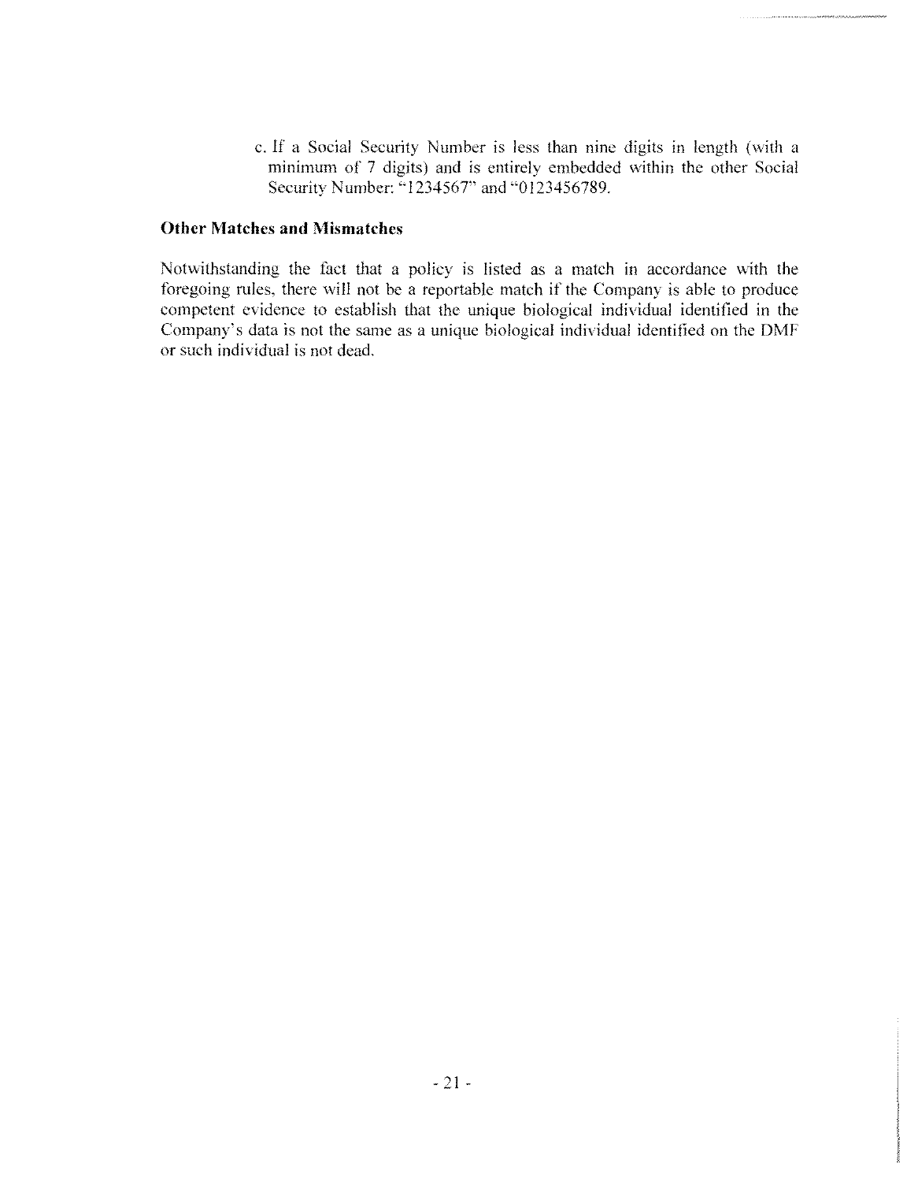c. If a Social Security Number is less than nine digits in length (with a minimum of 7 digits) and is entirely embedded within the other Social Security Number: "1234567" and "0123456789.

**Other Matches and Mismatches**

Notwithstanding the fact that a policy is listed as a match in accordance with the foregoing rules, there will not be a reportable match if the Company is able to produce competent evidence to establish that the unique biological individual identified in the Company's data is not the same as a unique biological individual identified on the DMF or such individual is not dead.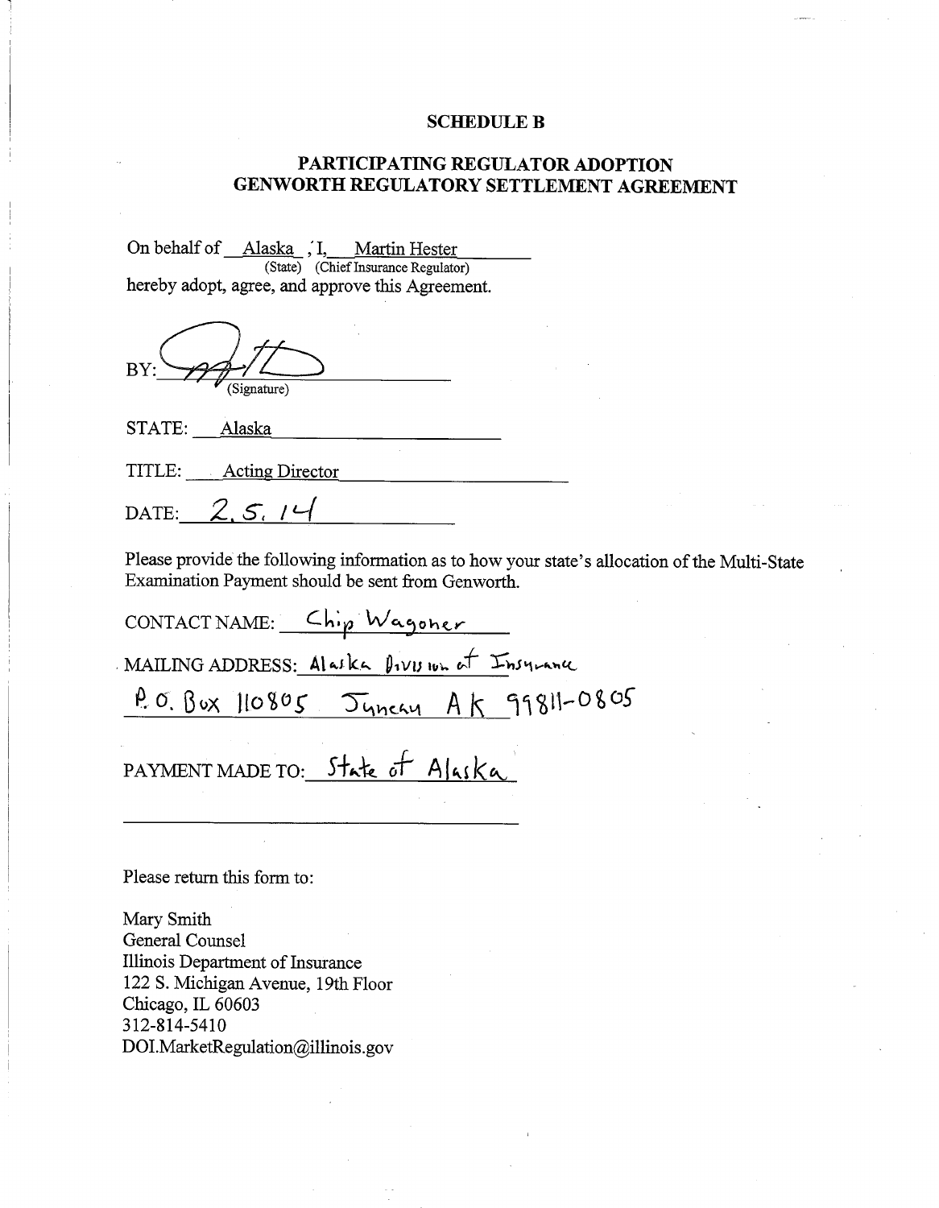**SCHEDULE B**

**PARTICIPATING REGULATOR ADOPTION GENWORTH REGULATORY SETTLEMENT AGREEMENT**

On behalf of Alaska (State), I, Martin Hester (Chief Insurance Regulator) hereby adopt, agree, and approve this Agreement.

BY: [Signature] (Signature)

STATE: Alaska

TITLE: Acting Director

DATE: 2. 5. 14

Please provide the following information as to how your state's allocation of the Multi-State Examination Payment should be sent from Genworth.

CONTACT NAME: Chip Wagoner

MAILING ADDRESS: Alaska Division of Insurance
P.O. Box 110805 Juneau AK 99811-0805

PAYMENT MADE TO: State of Alaska

Please return this form to:

Mary Smith
General Counsel
Illinois Department of Insurance
122 S. Michigan Avenue, 19th Floor
Chicago, IL 60603
312-814-5410
DOI.MarketRegulation@illinois.gov